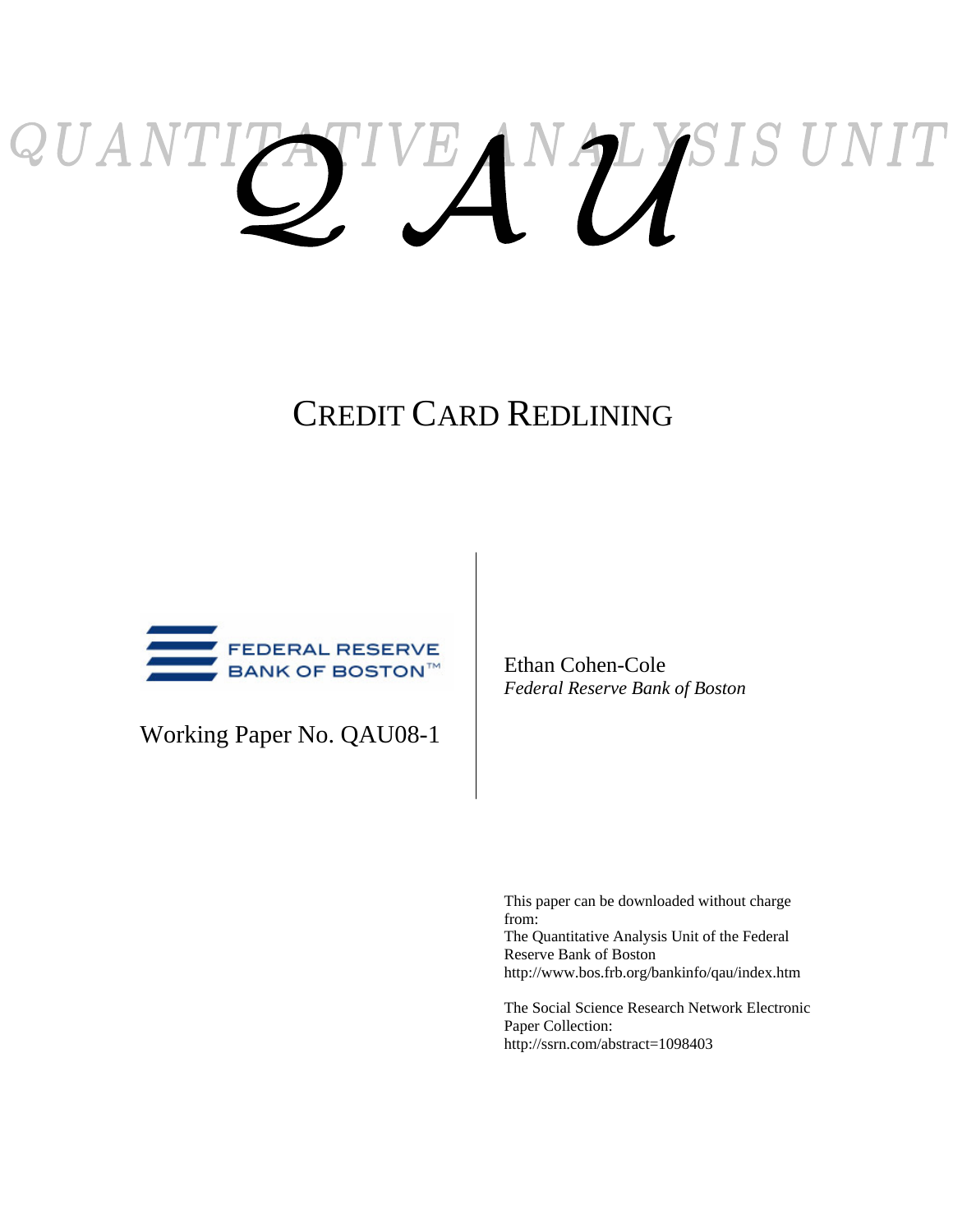QUANTITATIVE ANALYSIS UNIT

# Q A U

# CREDIT CARD REDLINING

FEDERAL RESERVE BANK OF BOSTON™

Working Paper No. QAU08-1

Ethan Cohen-Cole
*Federal Reserve Bank of Boston*

This paper can be downloaded without charge from:
The Quantitative Analysis Unit of the Federal Reserve Bank of Boston
http://www.bos.frb.org/bankinfo/qau/index.htm

The Social Science Research Network Electronic Paper Collection:
http://ssrn.com/abstract=1098403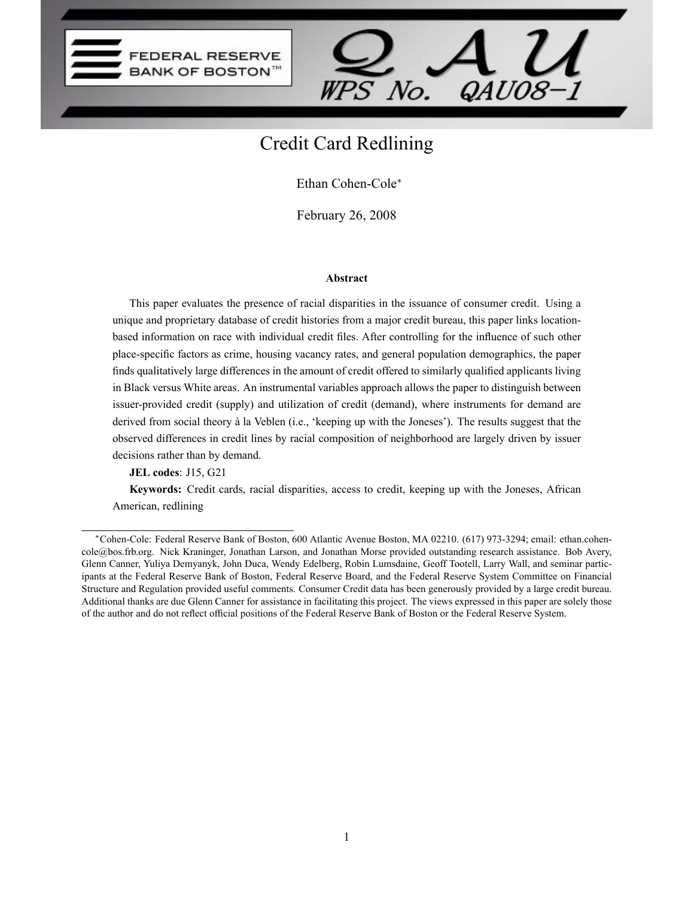FEDERAL RESERVE BANK OF BOSTON™

QAU WPS No. QAU08-1

# Credit Card Redlining

Ethan Cohen-Cole*

February 26, 2008

### Abstract

This paper evaluates the presence of racial disparities in the issuance of consumer credit. Using a unique and proprietary database of credit histories from a major credit bureau, this paper links location-based information on race with individual credit files. After controlling for the influence of such other place-specific factors as crime, housing vacancy rates, and general population demographics, the paper finds qualitatively large differences in the amount of credit offered to similarly qualified applicants living in Black versus White areas. An instrumental variables approach allows the paper to distinguish between issuer-provided credit (supply) and utilization of credit (demand), where instruments for demand are derived from social theory à la Veblen (i.e., 'keeping up with the Joneses'). The results suggest that the observed differences in credit lines by racial composition of neighborhood are largely driven by issuer decisions rather than by demand.

**JEL codes**: J15, G21

**Keywords:** Credit cards, racial disparities, access to credit, keeping up with the Joneses, African American, redlining

---

*Cohen-Cole: Federal Reserve Bank of Boston, 600 Atlantic Avenue Boston, MA 02210. (617) 973-3294; email: ethan.cohen-cole@bos.frb.org. Nick Kraninger, Jonathan Larson, and Jonathan Morse provided outstanding research assistance. Bob Avery, Glenn Canner, Yuliya Demyanyk, John Duca, Wendy Edelberg, Robin Lumsdaine, Geoff Tootell, Larry Wall, and seminar participants at the Federal Reserve Bank of Boston, Federal Reserve Board, and the Federal Reserve System Committee on Financial Structure and Regulation provided useful comments. Consumer Credit data has been generously provided by a large credit bureau. Additional thanks are due Glenn Canner for assistance in facilitating this project. The views expressed in this paper are solely those of the author and do not reflect official positions of the Federal Reserve Bank of Boston or the Federal Reserve System.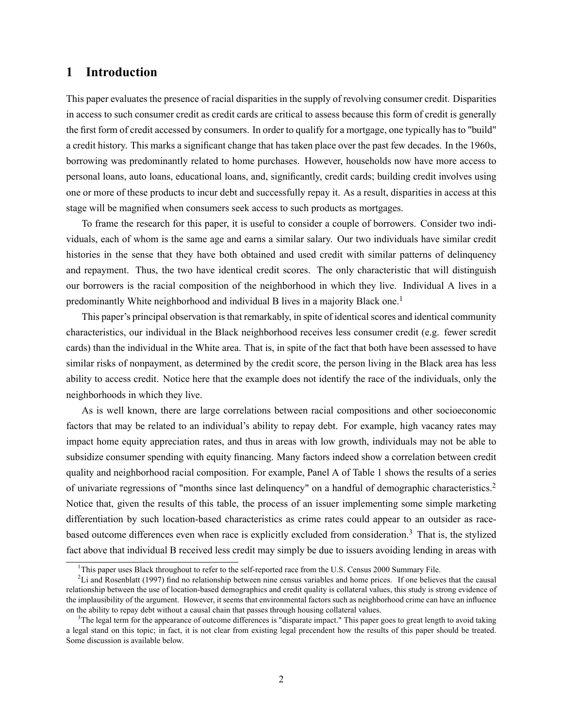## 1 Introduction

This paper evaluates the presence of racial disparities in the supply of revolving consumer credit. Disparities in access to such consumer credit as credit cards are critical to assess because this form of credit is generally the first form of credit accessed by consumers. In order to qualify for a mortgage, one typically has to "build" a credit history. This marks a significant change that has taken place over the past few decades. In the 1960s, borrowing was predominantly related to home purchases. However, households now have more access to personal loans, auto loans, educational loans, and, significantly, credit cards; building credit involves using one or more of these products to incur debt and successfully repay it. As a result, disparities in access at this stage will be magnified when consumers seek access to such products as mortgages.

To frame the research for this paper, it is useful to consider a couple of borrowers. Consider two individuals, each of whom is the same age and earns a similar salary. Our two individuals have similar credit histories in the sense that they have both obtained and used credit with similar patterns of delinquency and repayment. Thus, the two have identical credit scores. The only characteristic that will distinguish our borrowers is the racial composition of the neighborhood in which they live. Individual A lives in a predominantly White neighborhood and individual B lives in a majority Black one.[1]

This paper's principal observation is that remarkably, in spite of identical scores and identical community characteristics, our individual in the Black neighborhood receives less consumer credit (e.g. fewer scredit cards) than the individual in the White area. That is, in spite of the fact that both have been assessed to have similar risks of nonpayment, as determined by the credit score, the person living in the Black area has less ability to access credit. Notice here that the example does not identify the race of the individuals, only the neighborhoods in which they live.

As is well known, there are large correlations between racial compositions and other socioeconomic factors that may be related to an individual's ability to repay debt. For example, high vacancy rates may impact home equity appreciation rates, and thus in areas with low growth, individuals may not be able to subsidize consumer spending with equity financing. Many factors indeed show a correlation between credit quality and neighborhood racial composition. For example, Panel A of Table 1 shows the results of a series of univariate regressions of "months since last delinquency" on a handful of demographic characteristics.[2] Notice that, given the results of this table, the process of an issuer implementing some simple marketing differentiation by such location-based characteristics as crime rates could appear to an outsider as race-based outcome differences even when race is explicitly excluded from consideration.[3] That is, the stylized fact above that individual B received less credit may simply be due to issuers avoiding lending in areas with

[1]This paper uses Black throughout to refer to the self-reported race from the U.S. Census 2000 Summary File.

[2]Li and Rosenblatt (1997) find no relationship between nine census variables and home prices. If one believes that the causal relationship between the use of location-based demographics and credit quality is collateral values, this study is strong evidence of the implausibility of the argument. However, it seems that environmental factors such as neighborhood crime can have an influence on the ability to repay debt without a causal chain that passes through housing collateral values.

[3]The legal term for the appearance of outcome differences is "disparate impact." This paper goes to great length to avoid taking a legal stand on this topic; in fact, it is not clear from existing legal precendent how the results of this paper should be treated. Some discussion is available below.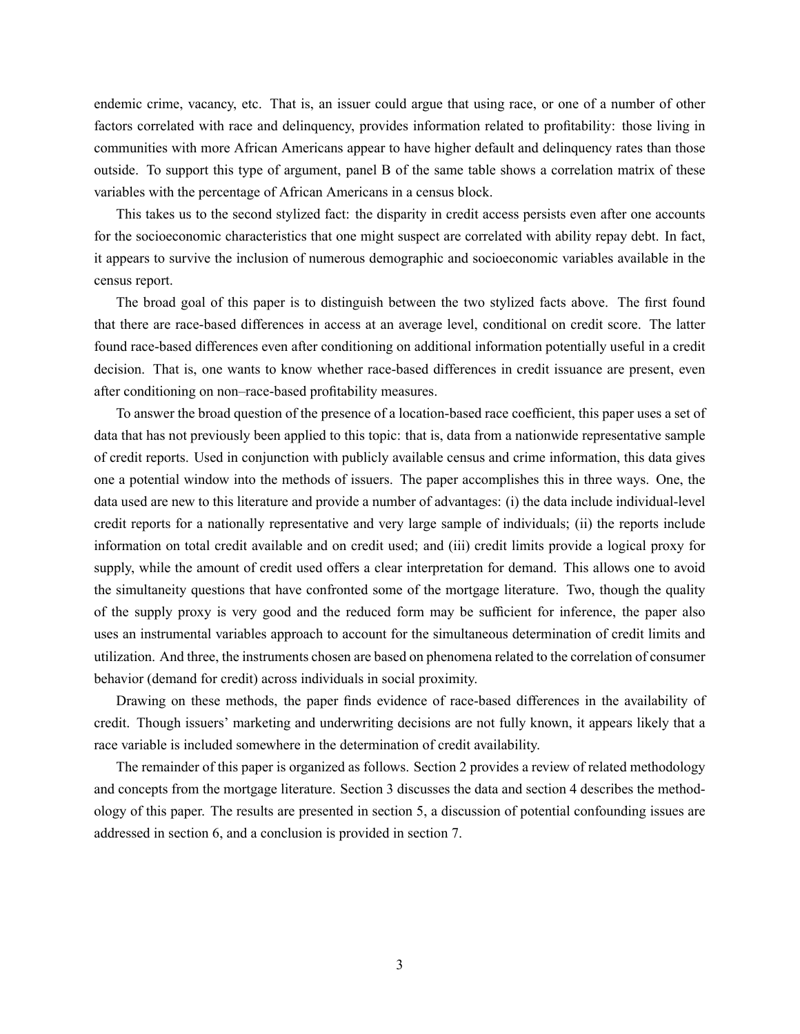endemic crime, vacancy, etc. That is, an issuer could argue that using race, or one of a number of other factors correlated with race and delinquency, provides information related to profitability: those living in communities with more African Americans appear to have higher default and delinquency rates than those outside. To support this type of argument, panel B of the same table shows a correlation matrix of these variables with the percentage of African Americans in a census block.

This takes us to the second stylized fact: the disparity in credit access persists even after one accounts for the socioeconomic characteristics that one might suspect are correlated with ability repay debt. In fact, it appears to survive the inclusion of numerous demographic and socioeconomic variables available in the census report.

The broad goal of this paper is to distinguish between the two stylized facts above. The first found that there are race-based differences in access at an average level, conditional on credit score. The latter found race-based differences even after conditioning on additional information potentially useful in a credit decision. That is, one wants to know whether race-based differences in credit issuance are present, even after conditioning on non–race-based profitability measures.

To answer the broad question of the presence of a location-based race coefficient, this paper uses a set of data that has not previously been applied to this topic: that is, data from a nationwide representative sample of credit reports. Used in conjunction with publicly available census and crime information, this data gives one a potential window into the methods of issuers. The paper accomplishes this in three ways. One, the data used are new to this literature and provide a number of advantages: (i) the data include individual-level credit reports for a nationally representative and very large sample of individuals; (ii) the reports include information on total credit available and on credit used; and (iii) credit limits provide a logical proxy for supply, while the amount of credit used offers a clear interpretation for demand. This allows one to avoid the simultaneity questions that have confronted some of the mortgage literature. Two, though the quality of the supply proxy is very good and the reduced form may be sufficient for inference, the paper also uses an instrumental variables approach to account for the simultaneous determination of credit limits and utilization. And three, the instruments chosen are based on phenomena related to the correlation of consumer behavior (demand for credit) across individuals in social proximity.

Drawing on these methods, the paper finds evidence of race-based differences in the availability of credit. Though issuers' marketing and underwriting decisions are not fully known, it appears likely that a race variable is included somewhere in the determination of credit availability.

The remainder of this paper is organized as follows. Section 2 provides a review of related methodology and concepts from the mortgage literature. Section 3 discusses the data and section 4 describes the methodology of this paper. The results are presented in section 5, a discussion of potential confounding issues are addressed in section 6, and a conclusion is provided in section 7.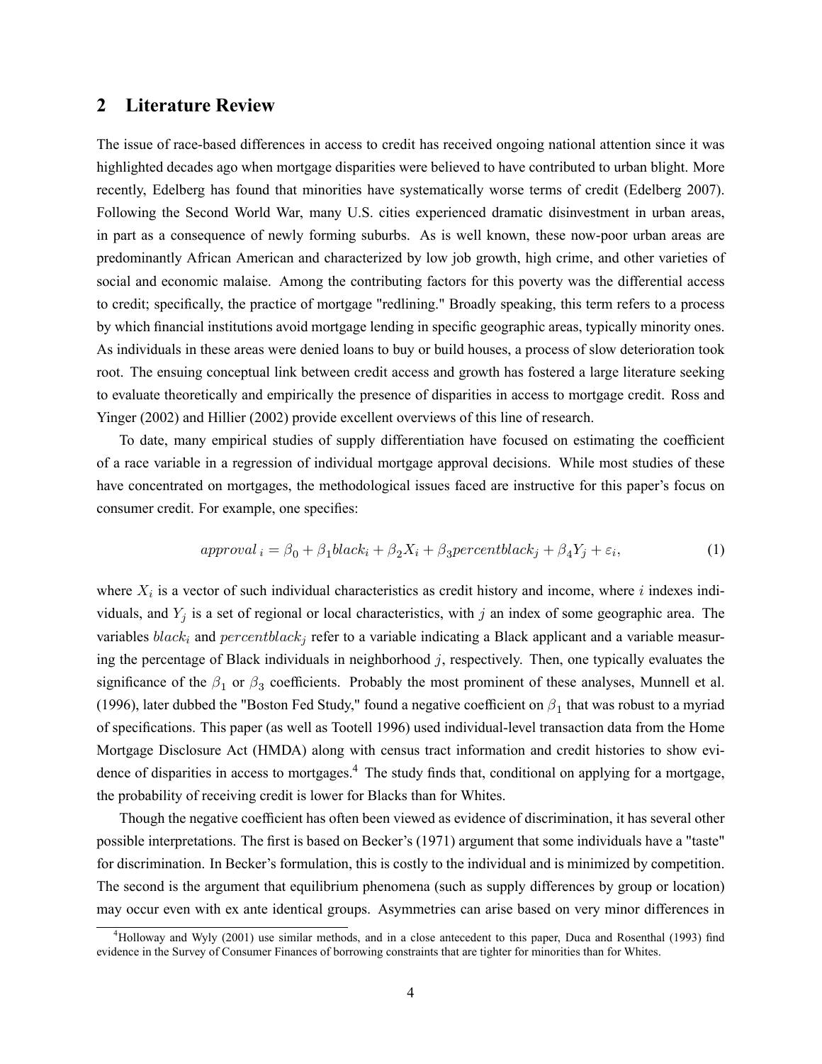## 2 Literature Review

The issue of race-based differences in access to credit has received ongoing national attention since it was highlighted decades ago when mortgage disparities were believed to have contributed to urban blight. More recently, Edelberg has found that minorities have systematically worse terms of credit (Edelberg 2007). Following the Second World War, many U.S. cities experienced dramatic disinvestment in urban areas, in part as a consequence of newly forming suburbs. As is well known, these now-poor urban areas are predominantly African American and characterized by low job growth, high crime, and other varieties of social and economic malaise. Among the contributing factors for this poverty was the differential access to credit; specifically, the practice of mortgage "redlining." Broadly speaking, this term refers to a process by which financial institutions avoid mortgage lending in specific geographic areas, typically minority ones. As individuals in these areas were denied loans to buy or build houses, a process of slow deterioration took root. The ensuing conceptual link between credit access and growth has fostered a large literature seeking to evaluate theoretically and empirically the presence of disparities in access to mortgage credit. Ross and Yinger (2002) and Hillier (2002) provide excellent overviews of this line of research.

To date, many empirical studies of supply differentiation have focused on estimating the coefficient of a race variable in a regression of individual mortgage approval decisions. While most studies of these have concentrated on mortgages, the methodological issues faced are instructive for this paper's focus on consumer credit. For example, one specifies:

$$approval_i = \beta_0 + \beta_1 black_i + \beta_2 X_i + \beta_3 percentblack_j + \beta_4 Y_j + \varepsilon_i, \tag{1}$$

where $X_i$ is a vector of such individual characteristics as credit history and income, where $i$ indexes individuals, and $Y_j$ is a set of regional or local characteristics, with $j$ an index of some geographic area. The variables $black_i$ and $percentblack_j$ refer to a variable indicating a Black applicant and a variable measuring the percentage of Black individuals in neighborhood $j$, respectively. Then, one typically evaluates the significance of the $\beta_1$ or $\beta_3$ coefficients. Probably the most prominent of these analyses, Munnell et al. (1996), later dubbed the "Boston Fed Study," found a negative coefficient on $\beta_1$ that was robust to a myriad of specifications. This paper (as well as Tootell 1996) used individual-level transaction data from the Home Mortgage Disclosure Act (HMDA) along with census tract information and credit histories to show evidence of disparities in access to mortgages.[4] The study finds that, conditional on applying for a mortgage, the probability of receiving credit is lower for Blacks than for Whites.

Though the negative coefficient has often been viewed as evidence of discrimination, it has several other possible interpretations. The first is based on Becker's (1971) argument that some individuals have a "taste" for discrimination. In Becker's formulation, this is costly to the individual and is minimized by competition. The second is the argument that equilibrium phenomena (such as supply differences by group or location) may occur even with ex ante identical groups. Asymmetries can arise based on very minor differences in

[4] Holloway and Wyly (2001) use similar methods, and in a close antecedent to this paper, Duca and Rosenthal (1993) find evidence in the Survey of Consumer Finances of borrowing constraints that are tighter for minorities than for Whites.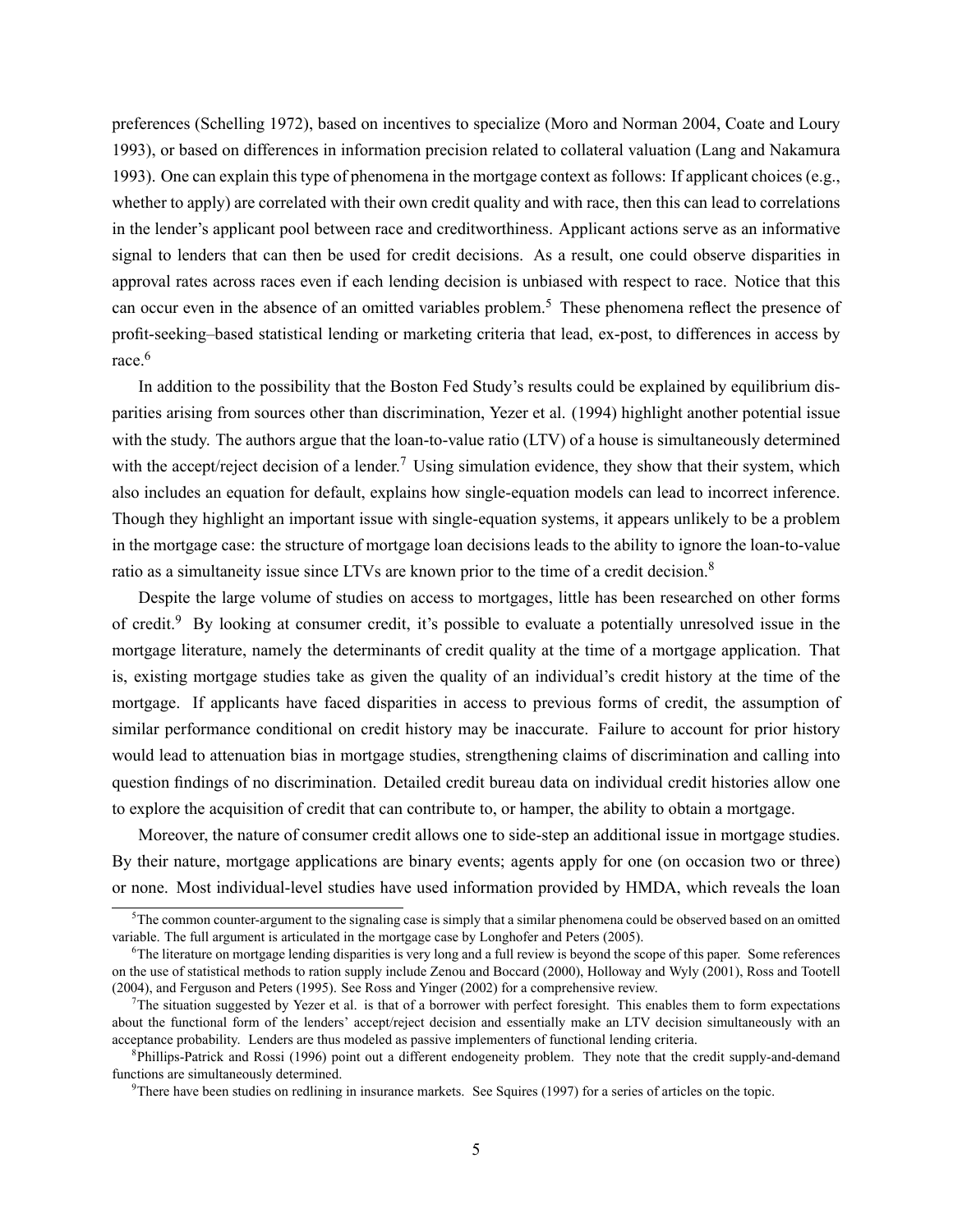preferences (Schelling 1972), based on incentives to specialize (Moro and Norman 2004, Coate and Loury 1993), or based on differences in information precision related to collateral valuation (Lang and Nakamura 1993). One can explain this type of phenomena in the mortgage context as follows: If applicant choices (e.g., whether to apply) are correlated with their own credit quality and with race, then this can lead to correlations in the lender's applicant pool between race and creditworthiness. Applicant actions serve as an informative signal to lenders that can then be used for credit decisions. As a result, one could observe disparities in approval rates across races even if each lending decision is unbiased with respect to race. Notice that this can occur even in the absence of an omitted variables problem.[5] These phenomena reflect the presence of profit-seeking–based statistical lending or marketing criteria that lead, ex-post, to differences in access by race.[6]

In addition to the possibility that the Boston Fed Study's results could be explained by equilibrium disparities arising from sources other than discrimination, Yezer et al. (1994) highlight another potential issue with the study. The authors argue that the loan-to-value ratio (LTV) of a house is simultaneously determined with the accept/reject decision of a lender.[7] Using simulation evidence, they show that their system, which also includes an equation for default, explains how single-equation models can lead to incorrect inference. Though they highlight an important issue with single-equation systems, it appears unlikely to be a problem in the mortgage case: the structure of mortgage loan decisions leads to the ability to ignore the loan-to-value ratio as a simultaneity issue since LTVs are known prior to the time of a credit decision.[8]

Despite the large volume of studies on access to mortgages, little has been researched on other forms of credit.[9] By looking at consumer credit, it's possible to evaluate a potentially unresolved issue in the mortgage literature, namely the determinants of credit quality at the time of a mortgage application. That is, existing mortgage studies take as given the quality of an individual's credit history at the time of the mortgage. If applicants have faced disparities in access to previous forms of credit, the assumption of similar performance conditional on credit history may be inaccurate. Failure to account for prior history would lead to attenuation bias in mortgage studies, strengthening claims of discrimination and calling into question findings of no discrimination. Detailed credit bureau data on individual credit histories allow one to explore the acquisition of credit that can contribute to, or hamper, the ability to obtain a mortgage.

Moreover, the nature of consumer credit allows one to side-step an additional issue in mortgage studies. By their nature, mortgage applications are binary events; agents apply for one (on occasion two or three) or none. Most individual-level studies have used information provided by HMDA, which reveals the loan

[5] The common counter-argument to the signaling case is simply that a similar phenomena could be observed based on an omitted variable. The full argument is articulated in the mortgage case by Longhofer and Peters (2005).

[6] The literature on mortgage lending disparities is very long and a full review is beyond the scope of this paper. Some references on the use of statistical methods to ration supply include Zenou and Boccard (2000), Holloway and Wyly (2001), Ross and Tootell (2004), and Ferguson and Peters (1995). See Ross and Yinger (2002) for a comprehensive review.

[7] The situation suggested by Yezer et al. is that of a borrower with perfect foresight. This enables them to form expectations about the functional form of the lenders' accept/reject decision and essentially make an LTV decision simultaneously with an acceptance probability. Lenders are thus modeled as passive implementers of functional lending criteria.

[8] Phillips-Patrick and Rossi (1996) point out a different endogeneity problem. They note that the credit supply-and-demand functions are simultaneously determined.

[9] There have been studies on redlining in insurance markets. See Squires (1997) for a series of articles on the topic.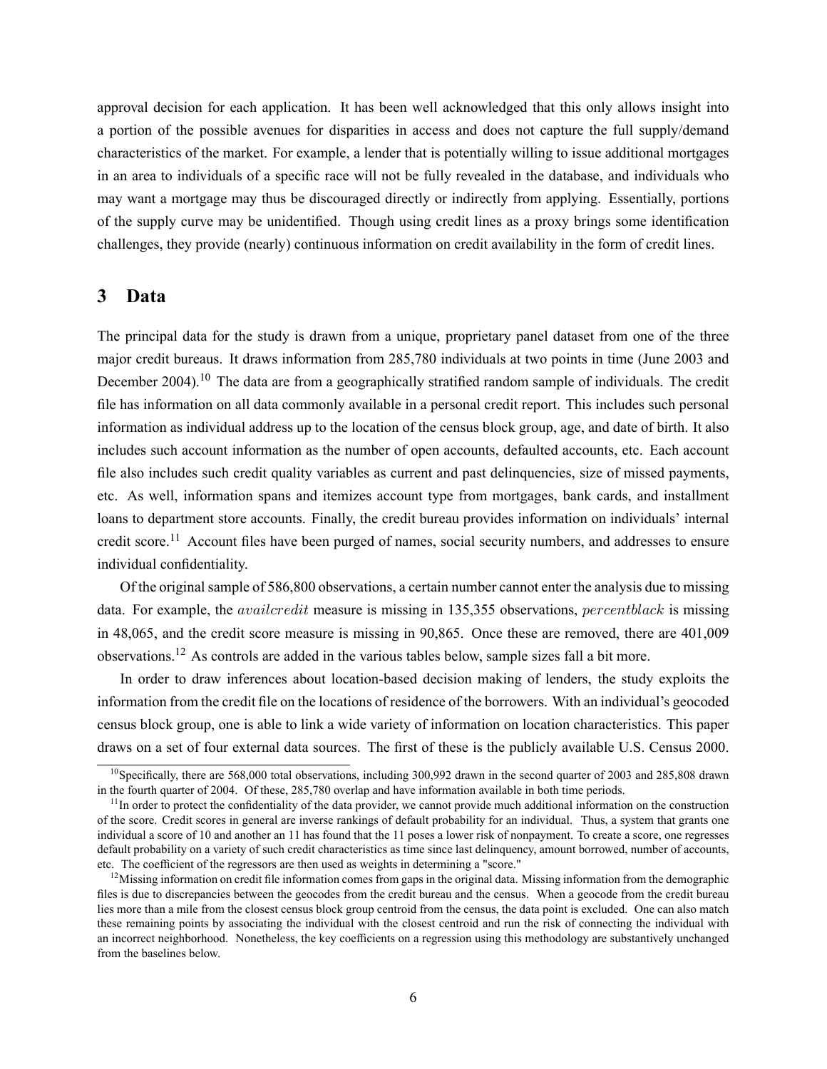approval decision for each application. It has been well acknowledged that this only allows insight into a portion of the possible avenues for disparities in access and does not capture the full supply/demand characteristics of the market. For example, a lender that is potentially willing to issue additional mortgages in an area to individuals of a specific race will not be fully revealed in the database, and individuals who may want a mortgage may thus be discouraged directly or indirectly from applying. Essentially, portions of the supply curve may be unidentified. Though using credit lines as a proxy brings some identification challenges, they provide (nearly) continuous information on credit availability in the form of credit lines.

# 3 Data

The principal data for the study is drawn from a unique, proprietary panel dataset from one of the three major credit bureaus. It draws information from 285,780 individuals at two points in time (June 2003 and December 2004).[10] The data are from a geographically stratified random sample of individuals. The credit file has information on all data commonly available in a personal credit report. This includes such personal information as individual address up to the location of the census block group, age, and date of birth. It also includes such account information as the number of open accounts, defaulted accounts, etc. Each account file also includes such credit quality variables as current and past delinquencies, size of missed payments, etc. As well, information spans and itemizes account type from mortgages, bank cards, and installment loans to department store accounts. Finally, the credit bureau provides information on individuals' internal credit score.[11] Account files have been purged of names, social security numbers, and addresses to ensure individual confidentiality.

Of the original sample of 586,800 observations, a certain number cannot enter the analysis due to missing data. For example, the $availcredit$ measure is missing in 135,355 observations, $percentblack$ is missing in 48,065, and the credit score measure is missing in 90,865. Once these are removed, there are 401,009 observations.[12] As controls are added in the various tables below, sample sizes fall a bit more.

In order to draw inferences about location-based decision making of lenders, the study exploits the information from the credit file on the locations of residence of the borrowers. With an individual's geocoded census block group, one is able to link a wide variety of information on location characteristics. This paper draws on a set of four external data sources. The first of these is the publicly available U.S. Census 2000.

[10] Specifically, there are 568,000 total observations, including 300,992 drawn in the second quarter of 2003 and 285,808 drawn in the fourth quarter of 2004. Of these, 285,780 overlap and have information available in both time periods.

[11] In order to protect the confidentiality of the data provider, we cannot provide much additional information on the construction of the score. Credit scores in general are inverse rankings of default probability for an individual. Thus, a system that grants one individual a score of 10 and another an 11 has found that the 11 poses a lower risk of nonpayment. To create a score, one regresses default probability on a variety of such credit characteristics as time since last delinquency, amount borrowed, number of accounts, etc. The coefficient of the regressors are then used as weights in determining a "score."

[12] Missing information on credit file information comes from gaps in the original data. Missing information from the demographic files is due to discrepancies between the geocodes from the credit bureau and the census. When a geocode from the credit bureau lies more than a mile from the closest census block group centroid from the census, the data point is excluded. One can also match these remaining points by associating the individual with the closest centroid and run the risk of connecting the individual with an incorrect neighborhood. Nonetheless, the key coefficients on a regression using this methodology are substantively unchanged from the baselines below.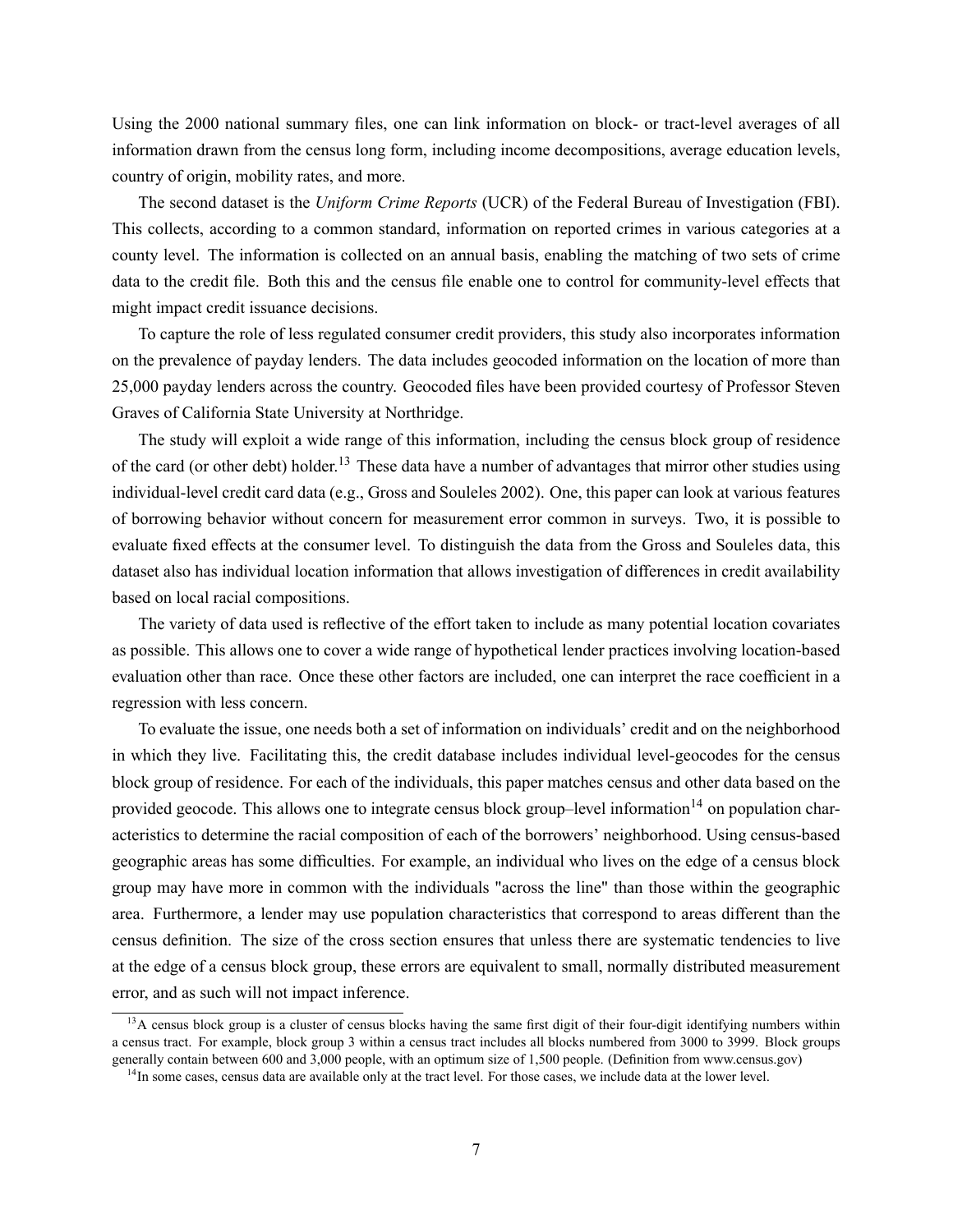Using the 2000 national summary files, one can link information on block- or tract-level averages of all information drawn from the census long form, including income decompositions, average education levels, country of origin, mobility rates, and more.

The second dataset is the *Uniform Crime Reports* (UCR) of the Federal Bureau of Investigation (FBI). This collects, according to a common standard, information on reported crimes in various categories at a county level. The information is collected on an annual basis, enabling the matching of two sets of crime data to the credit file. Both this and the census file enable one to control for community-level effects that might impact credit issuance decisions.

To capture the role of less regulated consumer credit providers, this study also incorporates information on the prevalence of payday lenders. The data includes geocoded information on the location of more than 25,000 payday lenders across the country. Geocoded files have been provided courtesy of Professor Steven Graves of California State University at Northridge.

The study will exploit a wide range of this information, including the census block group of residence of the card (or other debt) holder.[13] These data have a number of advantages that mirror other studies using individual-level credit card data (e.g., Gross and Souleles 2002). One, this paper can look at various features of borrowing behavior without concern for measurement error common in surveys. Two, it is possible to evaluate fixed effects at the consumer level. To distinguish the data from the Gross and Souleles data, this dataset also has individual location information that allows investigation of differences in credit availability based on local racial compositions.

The variety of data used is reflective of the effort taken to include as many potential location covariates as possible. This allows one to cover a wide range of hypothetical lender practices involving location-based evaluation other than race. Once these other factors are included, one can interpret the race coefficient in a regression with less concern.

To evaluate the issue, one needs both a set of information on individuals' credit and on the neighborhood in which they live. Facilitating this, the credit database includes individual level-geocodes for the census block group of residence. For each of the individuals, this paper matches census and other data based on the provided geocode. This allows one to integrate census block group–level information[14] on population characteristics to determine the racial composition of each of the borrowers' neighborhood. Using census-based geographic areas has some difficulties. For example, an individual who lives on the edge of a census block group may have more in common with the individuals "across the line" than those within the geographic area. Furthermore, a lender may use population characteristics that correspond to areas different than the census definition. The size of the cross section ensures that unless there are systematic tendencies to live at the edge of a census block group, these errors are equivalent to small, normally distributed measurement error, and as such will not impact inference.

[13] A census block group is a cluster of census blocks having the same first digit of their four-digit identifying numbers within a census tract. For example, block group 3 within a census tract includes all blocks numbered from 3000 to 3999. Block groups generally contain between 600 and 3,000 people, with an optimum size of 1,500 people. (Definition from www.census.gov)

[14] In some cases, census data are available only at the tract level. For those cases, we include data at the lower level.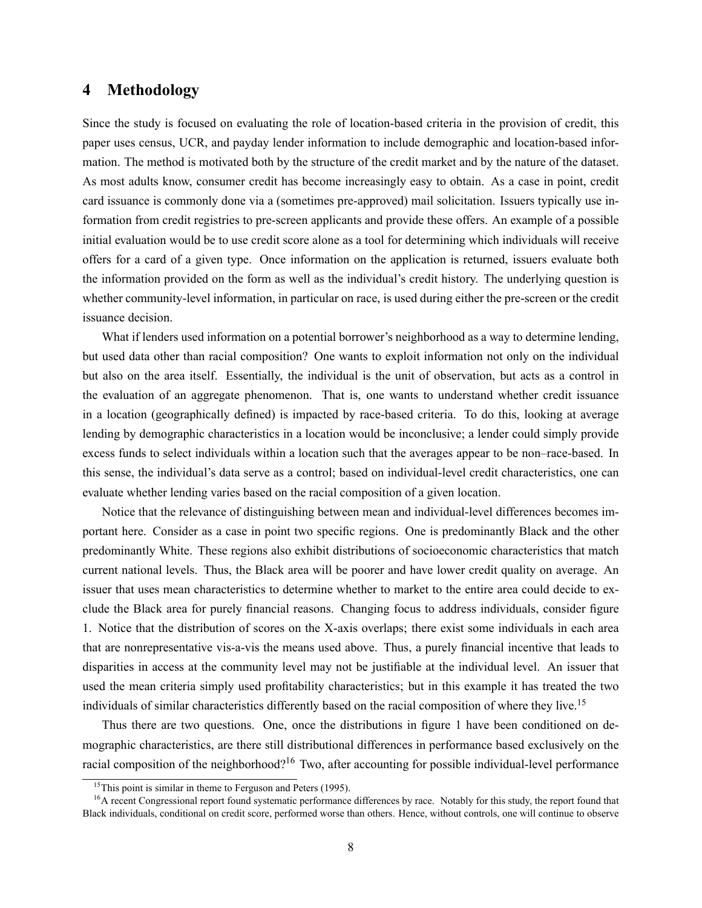# 4 Methodology

Since the study is focused on evaluating the role of location-based criteria in the provision of credit, this paper uses census, UCR, and payday lender information to include demographic and location-based information. The method is motivated both by the structure of the credit market and by the nature of the dataset. As most adults know, consumer credit has become increasingly easy to obtain. As a case in point, credit card issuance is commonly done via a (sometimes pre-approved) mail solicitation. Issuers typically use information from credit registries to pre-screen applicants and provide these offers. An example of a possible initial evaluation would be to use credit score alone as a tool for determining which individuals will receive offers for a card of a given type. Once information on the application is returned, issuers evaluate both the information provided on the form as well as the individual's credit history. The underlying question is whether community-level information, in particular on race, is used during either the pre-screen or the credit issuance decision.

What if lenders used information on a potential borrower's neighborhood as a way to determine lending, but used data other than racial composition? One wants to exploit information not only on the individual but also on the area itself. Essentially, the individual is the unit of observation, but acts as a control in the evaluation of an aggregate phenomenon. That is, one wants to understand whether credit issuance in a location (geographically defined) is impacted by race-based criteria. To do this, looking at average lending by demographic characteristics in a location would be inconclusive; a lender could simply provide excess funds to select individuals within a location such that the averages appear to be non–race-based. In this sense, the individual's data serve as a control; based on individual-level credit characteristics, one can evaluate whether lending varies based on the racial composition of a given location.

Notice that the relevance of distinguishing between mean and individual-level differences becomes important here. Consider as a case in point two specific regions. One is predominantly Black and the other predominantly White. These regions also exhibit distributions of socioeconomic characteristics that match current national levels. Thus, the Black area will be poorer and have lower credit quality on average. An issuer that uses mean characteristics to determine whether to market to the entire area could decide to exclude the Black area for purely financial reasons. Changing focus to address individuals, consider figure 1. Notice that the distribution of scores on the X-axis overlaps; there exist some individuals in each area that are nonrepresentative vis-a-vis the means used above. Thus, a purely financial incentive that leads to disparities in access at the community level may not be justifiable at the individual level. An issuer that used the mean criteria simply used profitability characteristics; but in this example it has treated the two individuals of similar characteristics differently based on the racial composition of where they live.[15]

Thus there are two questions. One, once the distributions in figure 1 have been conditioned on demographic characteristics, are there still distributional differences in performance based exclusively on the racial composition of the neighborhood?[16] Two, after accounting for possible individual-level performance

[15] This point is similar in theme to Ferguson and Peters (1995).

[16] A recent Congressional report found systematic performance differences by race. Notably for this study, the report found that Black individuals, conditional on credit score, performed worse than others. Hence, without controls, one will continue to observe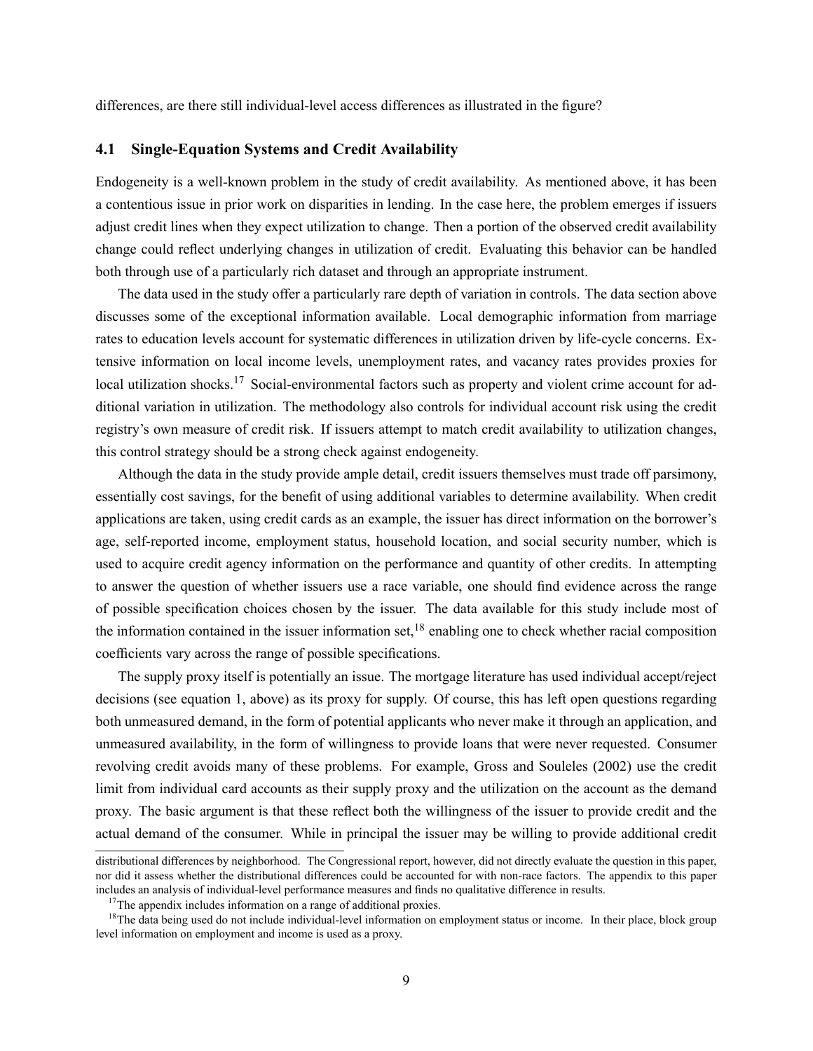differences, are there still individual-level access differences as illustrated in the figure?

### 4.1 Single-Equation Systems and Credit Availability

Endogeneity is a well-known problem in the study of credit availability. As mentioned above, it has been a contentious issue in prior work on disparities in lending. In the case here, the problem emerges if issuers adjust credit lines when they expect utilization to change. Then a portion of the observed credit availability change could reflect underlying changes in utilization of credit. Evaluating this behavior can be handled both through use of a particularly rich dataset and through an appropriate instrument.

The data used in the study offer a particularly rare depth of variation in controls. The data section above discusses some of the exceptional information available. Local demographic information from marriage rates to education levels account for systematic differences in utilization driven by life-cycle concerns. Extensive information on local income levels, unemployment rates, and vacancy rates provides proxies for local utilization shocks.[17] Social-environmental factors such as property and violent crime account for additional variation in utilization. The methodology also controls for individual account risk using the credit registry's own measure of credit risk. If issuers attempt to match credit availability to utilization changes, this control strategy should be a strong check against endogeneity.

Although the data in the study provide ample detail, credit issuers themselves must trade off parsimony, essentially cost savings, for the benefit of using additional variables to determine availability. When credit applications are taken, using credit cards as an example, the issuer has direct information on the borrower's age, self-reported income, employment status, household location, and social security number, which is used to acquire credit agency information on the performance and quantity of other credits. In attempting to answer the question of whether issuers use a race variable, one should find evidence across the range of possible specification choices chosen by the issuer. The data available for this study include most of the information contained in the issuer information set,[18] enabling one to check whether racial composition coefficients vary across the range of possible specifications.

The supply proxy itself is potentially an issue. The mortgage literature has used individual accept/reject decisions (see equation 1, above) as its proxy for supply. Of course, this has left open questions regarding both unmeasured demand, in the form of potential applicants who never make it through an application, and unmeasured availability, in the form of willingness to provide loans that were never requested. Consumer revolving credit avoids many of these problems. For example, Gross and Souleles (2002) use the credit limit from individual card accounts as their supply proxy and the utilization on the account as the demand proxy. The basic argument is that these reflect both the willingness of the issuer to provide credit and the actual demand of the consumer. While in principal the issuer may be willing to provide additional credit

---

distributional differences by neighborhood. The Congressional report, however, did not directly evaluate the question in this paper, nor did it assess whether the distributional differences could be accounted for with non-race factors. The appendix to this paper includes an analysis of individual-level performance measures and finds no qualitative difference in results.

[17] The appendix includes information on a range of additional proxies.

[18] The data being used do not include individual-level information on employment status or income. In their place, block group level information on employment and income is used as a proxy.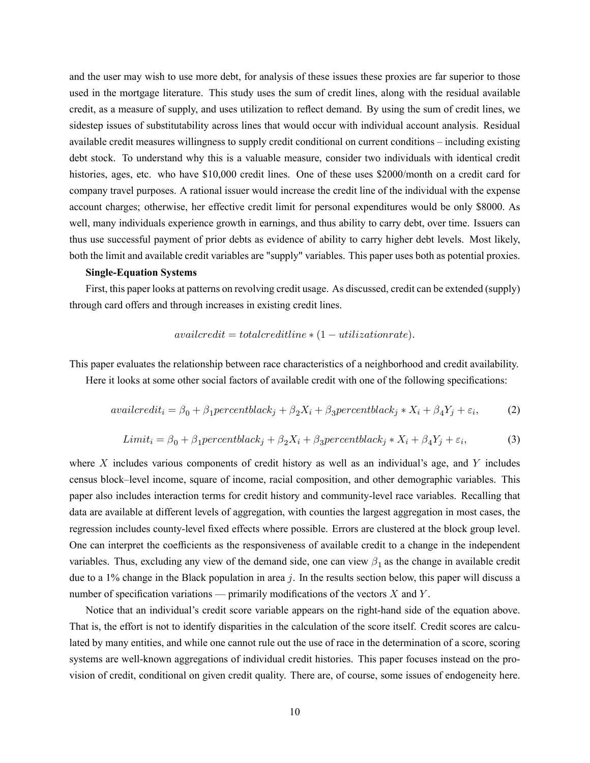and the user may wish to use more debt, for analysis of these issues these proxies are far superior to those used in the mortgage literature. This study uses the sum of credit lines, along with the residual available credit, as a measure of supply, and uses utilization to reflect demand. By using the sum of credit lines, we sidestep issues of substitutability across lines that would occur with individual account analysis. Residual available credit measures willingness to supply credit conditional on current conditions – including existing debt stock. To understand why this is a valuable measure, consider two individuals with identical credit histories, ages, etc. who have $10,000 credit lines. One of these uses $2000/month on a credit card for company travel purposes. A rational issuer would increase the credit line of the individual with the expense account charges; otherwise, her effective credit limit for personal expenditures would be only $8000. As well, many individuals experience growth in earnings, and thus ability to carry debt, over time. Issuers can thus use successful payment of prior debts as evidence of ability to carry higher debt levels. Most likely, both the limit and available credit variables are "supply" variables. This paper uses both as potential proxies.

**Single-Equation Systems**

First, this paper looks at patterns on revolving credit usage. As discussed, credit can be extended (supply) through card offers and through increases in existing credit lines.

$$availcredit = totalcreditline * (1 - utilizationrate).$$

This paper evaluates the relationship between race characteristics of a neighborhood and credit availability.

Here it looks at some other social factors of available credit with one of the following specifications:

$$availcredit_i = \beta_0 + \beta_1 percentblack_j + \beta_2 X_i + \beta_3 percentblack_j * X_i + \beta_4 Y_j + \varepsilon_i, \tag{2}$$

$$Limit_i = \beta_0 + \beta_1 percentblack_j + \beta_2 X_i + \beta_3 percentblack_j * X_i + \beta_4 Y_j + \varepsilon_i, \tag{3}$$

where $X$ includes various components of credit history as well as an individual's age, and $Y$ includes census block–level income, square of income, racial composition, and other demographic variables. This paper also includes interaction terms for credit history and community-level race variables. Recalling that data are available at different levels of aggregation, with counties the largest aggregation in most cases, the regression includes county-level fixed effects where possible. Errors are clustered at the block group level. One can interpret the coefficients as the responsiveness of available credit to a change in the independent variables. Thus, excluding any view of the demand side, one can view $\beta_1$ as the change in available credit due to a 1% change in the Black population in area $j$. In the results section below, this paper will discuss a number of specification variations — primarily modifications of the vectors $X$ and $Y$.

Notice that an individual's credit score variable appears on the right-hand side of the equation above. That is, the effort is not to identify disparities in the calculation of the score itself. Credit scores are calculated by many entities, and while one cannot rule out the use of race in the determination of a score, scoring systems are well-known aggregations of individual credit histories. This paper focuses instead on the provision of credit, conditional on given credit quality. There are, of course, some issues of endogeneity here.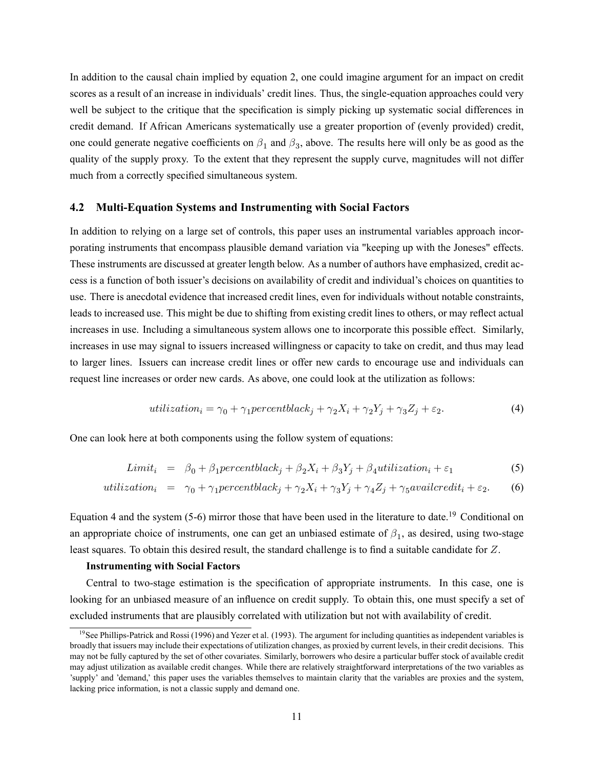In addition to the causal chain implied by equation 2, one could imagine argument for an impact on credit scores as a result of an increase in individuals' credit lines. Thus, the single-equation approaches could very well be subject to the critique that the specification is simply picking up systematic social differences in credit demand. If African Americans systematically use a greater proportion of (evenly provided) credit, one could generate negative coefficients on $\beta_1$ and $\beta_3$, above. The results here will only be as good as the quality of the supply proxy. To the extent that they represent the supply curve, magnitudes will not differ much from a correctly specified simultaneous system.

### 4.2 Multi-Equation Systems and Instrumenting with Social Factors

In addition to relying on a large set of controls, this paper uses an instrumental variables approach incorporating instruments that encompass plausible demand variation via "keeping up with the Joneses" effects. These instruments are discussed at greater length below. As a number of authors have emphasized, credit access is a function of both issuer's decisions on availability of credit and individual's choices on quantities to use. There is anecdotal evidence that increased credit lines, even for individuals without notable constraints, leads to increased use. This might be due to shifting from existing credit lines to others, or may reflect actual increases in use. Including a simultaneous system allows one to incorporate this possible effect. Similarly, increases in use may signal to issuers increased willingness or capacity to take on credit, and thus may lead to larger lines. Issuers can increase credit lines or offer new cards to encourage use and individuals can request line increases or order new cards. As above, one could look at the utilization as follows:

$$utilization_i = \gamma_0 + \gamma_1 percentblack_j + \gamma_2 X_i + \gamma_2 Y_j + \gamma_3 Z_j + \varepsilon_2. \tag{4}$$

One can look here at both components using the follow system of equations:

$$Limit_i = \beta_0 + \beta_1 percentblack_j + \beta_2 X_i + \beta_3 Y_j + \beta_4 utilization_i + \varepsilon_1 \tag{5}$$

$$utilization_i = \gamma_0 + \gamma_1 percentblack_j + \gamma_2 X_i + \gamma_3 Y_j + \gamma_4 Z_j + \gamma_5 availcredit_i + \varepsilon_2. \tag{6}$$

Equation 4 and the system (5-6) mirror those that have been used in the literature to date.[19] Conditional on an appropriate choice of instruments, one can get an unbiased estimate of $\beta_1$, as desired, using two-stage least squares. To obtain this desired result, the standard challenge is to find a suitable candidate for $Z$.

**Instrumenting with Social Factors**

Central to two-stage estimation is the specification of appropriate instruments. In this case, one is looking for an unbiased measure of an influence on credit supply. To obtain this, one must specify a set of excluded instruments that are plausibly correlated with utilization but not with availability of credit.

[19] See Phillips-Patrick and Rossi (1996) and Yezer et al. (1993). The argument for including quantities as independent variables is broadly that issuers may include their expectations of utilization changes, as proxied by current levels, in their credit decisions. This may not be fully captured by the set of other covariates. Similarly, borrowers who desire a particular buffer stock of available credit may adjust utilization as available credit changes. While there are relatively straightforward interpretations of the two variables as 'supply' and 'demand,' this paper uses the variables themselves to maintain clarity that the variables are proxies and the system, lacking price information, is not a classic supply and demand one.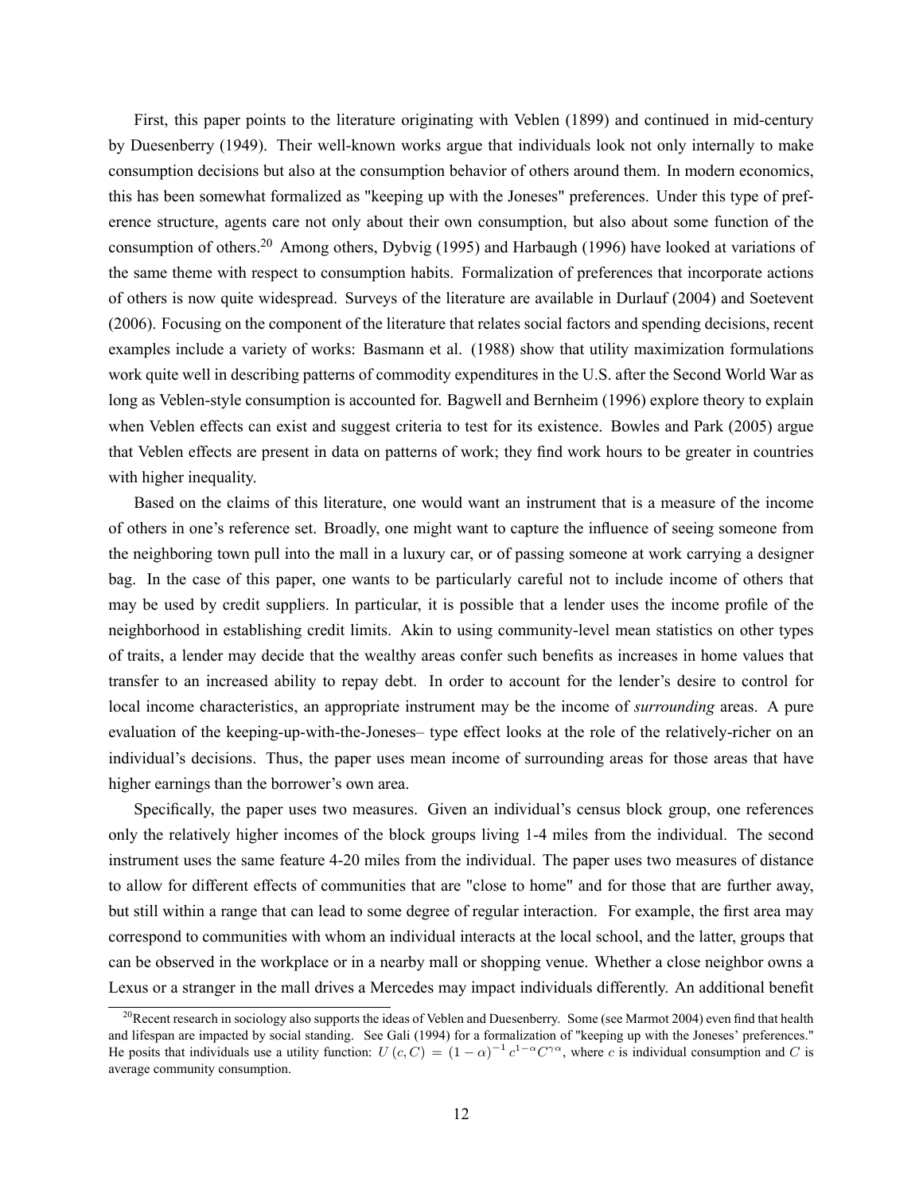First, this paper points to the literature originating with Veblen (1899) and continued in mid-century by Duesenberry (1949). Their well-known works argue that individuals look not only internally to make consumption decisions but also at the consumption behavior of others around them. In modern economics, this has been somewhat formalized as "keeping up with the Joneses" preferences. Under this type of preference structure, agents care not only about their own consumption, but also about some function of the consumption of others.[20] Among others, Dybvig (1995) and Harbaugh (1996) have looked at variations of the same theme with respect to consumption habits. Formalization of preferences that incorporate actions of others is now quite widespread. Surveys of the literature are available in Durlauf (2004) and Soetevent (2006). Focusing on the component of the literature that relates social factors and spending decisions, recent examples include a variety of works: Basmann et al. (1988) show that utility maximization formulations work quite well in describing patterns of commodity expenditures in the U.S. after the Second World War as long as Veblen-style consumption is accounted for. Bagwell and Bernheim (1996) explore theory to explain when Veblen effects can exist and suggest criteria to test for its existence. Bowles and Park (2005) argue that Veblen effects are present in data on patterns of work; they find work hours to be greater in countries with higher inequality.

Based on the claims of this literature, one would want an instrument that is a measure of the income of others in one's reference set. Broadly, one might want to capture the influence of seeing someone from the neighboring town pull into the mall in a luxury car, or of passing someone at work carrying a designer bag. In the case of this paper, one wants to be particularly careful not to include income of others that may be used by credit suppliers. In particular, it is possible that a lender uses the income profile of the neighborhood in establishing credit limits. Akin to using community-level mean statistics on other types of traits, a lender may decide that the wealthy areas confer such benefits as increases in home values that transfer to an increased ability to repay debt. In order to account for the lender's desire to control for local income characteristics, an appropriate instrument may be the income of *surrounding* areas. A pure evaluation of the keeping-up-with-the-Joneses– type effect looks at the role of the relatively-richer on an individual's decisions. Thus, the paper uses mean income of surrounding areas for those areas that have higher earnings than the borrower's own area.

Specifically, the paper uses two measures. Given an individual's census block group, one references only the relatively higher incomes of the block groups living 1-4 miles from the individual. The second instrument uses the same feature 4-20 miles from the individual. The paper uses two measures of distance to allow for different effects of communities that are "close to home" and for those that are further away, but still within a range that can lead to some degree of regular interaction. For example, the first area may correspond to communities with whom an individual interacts at the local school, and the latter, groups that can be observed in the workplace or in a nearby mall or shopping venue. Whether a close neighbor owns a Lexus or a stranger in the mall drives a Mercedes may impact individuals differently. An additional benefit

[20] Recent research in sociology also supports the ideas of Veblen and Duesenberry. Some (see Marmot 2004) even find that health and lifespan are impacted by social standing. See Gali (1994) for a formalization of "keeping up with the Joneses' preferences." He posits that individuals use a utility function: $U(c, C) = (1-\alpha)^{-1} c^{1-\alpha} C^{\gamma\alpha}$, where $c$ is individual consumption and $C$ is average community consumption.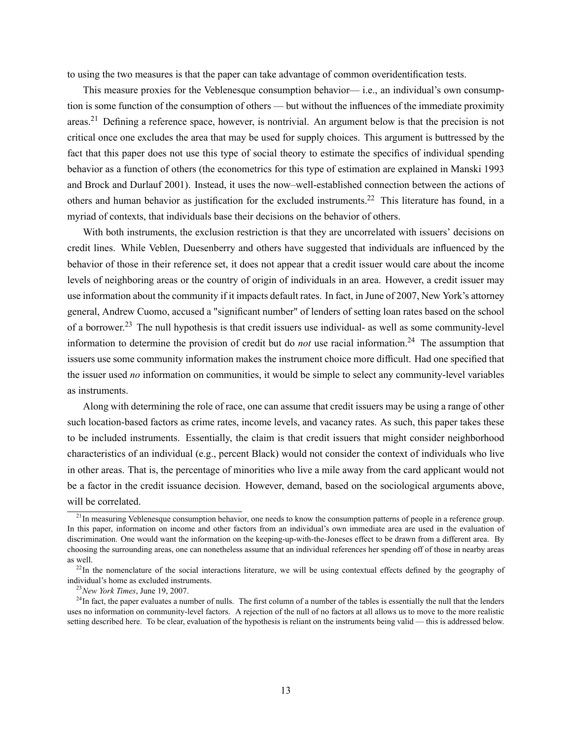to using the two measures is that the paper can take advantage of common overidentification tests.

This measure proxies for the Veblenesque consumption behavior— i.e., an individual's own consumption is some function of the consumption of others — but without the influences of the immediate proximity areas.[21] Defining a reference space, however, is nontrivial. An argument below is that the precision is not critical once one excludes the area that may be used for supply choices. This argument is buttressed by the fact that this paper does not use this type of social theory to estimate the specifics of individual spending behavior as a function of others (the econometrics for this type of estimation are explained in Manski 1993 and Brock and Durlauf 2001). Instead, it uses the now–well-established connection between the actions of others and human behavior as justification for the excluded instruments.[22] This literature has found, in a myriad of contexts, that individuals base their decisions on the behavior of others.

With both instruments, the exclusion restriction is that they are uncorrelated with issuers' decisions on credit lines. While Veblen, Duesenberry and others have suggested that individuals are influenced by the behavior of those in their reference set, it does not appear that a credit issuer would care about the income levels of neighboring areas or the country of origin of individuals in an area. However, a credit issuer may use information about the community if it impacts default rates. In fact, in June of 2007, New York's attorney general, Andrew Cuomo, accused a "significant number" of lenders of setting loan rates based on the school of a borrower.[23] The null hypothesis is that credit issuers use individual- as well as some community-level information to determine the provision of credit but do *not* use racial information.[24] The assumption that issuers use some community information makes the instrument choice more difficult. Had one specified that the issuer used *no* information on communities, it would be simple to select any community-level variables as instruments.

Along with determining the role of race, one can assume that credit issuers may be using a range of other such location-based factors as crime rates, income levels, and vacancy rates. As such, this paper takes these to be included instruments. Essentially, the claim is that credit issuers that might consider neighborhood characteristics of an individual (e.g., percent Black) would not consider the context of individuals who live in other areas. That is, the percentage of minorities who live a mile away from the card applicant would not be a factor in the credit issuance decision. However, demand, based on the sociological arguments above, will be correlated.

[21] In measuring Veblenesque consumption behavior, one needs to know the consumption patterns of people in a reference group. In this paper, information on income and other factors from an individual's own immediate area are used in the evaluation of discrimination. One would want the information on the keeping-up-with-the-Joneses effect to be drawn from a different area. By choosing the surrounding areas, one can nonetheless assume that an individual references her spending off of those in nearby areas as well.

[22] In the nomenclature of the social interactions literature, we will be using contextual effects defined by the geography of individual's home as excluded instruments.

[23] *New York Times*, June 19, 2007.

[24] In fact, the paper evaluates a number of nulls. The first column of a number of the tables is essentially the null that the lenders uses no information on community-level factors. A rejection of the null of no factors at all allows us to move to the more realistic setting described here. To be clear, evaluation of the hypothesis is reliant on the instruments being valid — this is addressed below.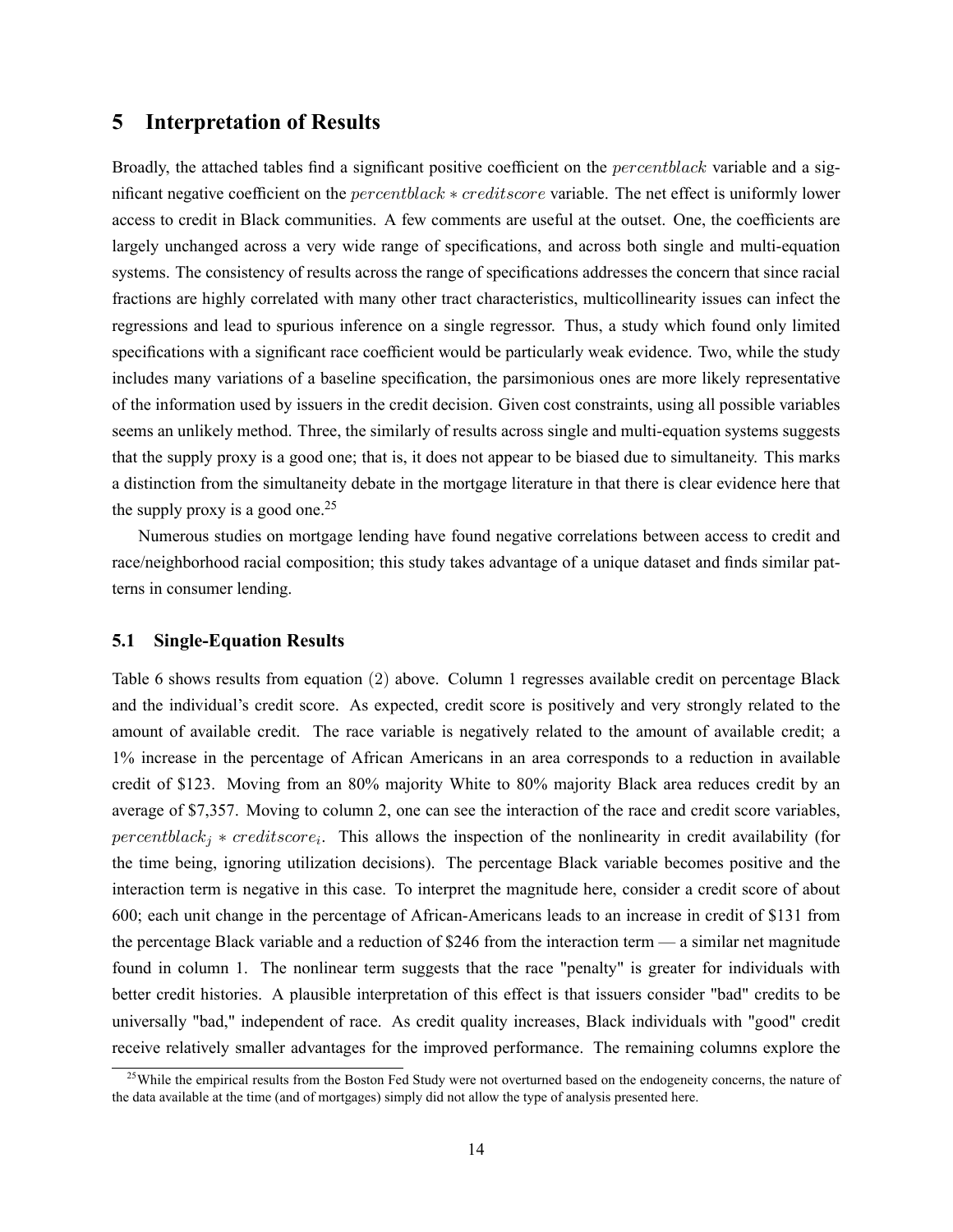## 5 Interpretation of Results

Broadly, the attached tables find a significant positive coefficient on the $percentblack$ variable and a significant negative coefficient on the $percentblack * creditscore$ variable. The net effect is uniformly lower access to credit in Black communities. A few comments are useful at the outset. One, the coefficients are largely unchanged across a very wide range of specifications, and across both single and multi-equation systems. The consistency of results across the range of specifications addresses the concern that since racial fractions are highly correlated with many other tract characteristics, multicollinearity issues can infect the regressions and lead to spurious inference on a single regressor. Thus, a study which found only limited specifications with a significant race coefficient would be particularly weak evidence. Two, while the study includes many variations of a baseline specification, the parsimonious ones are more likely representative of the information used by issuers in the credit decision. Given cost constraints, using all possible variables seems an unlikely method. Three, the similarly of results across single and multi-equation systems suggests that the supply proxy is a good one; that is, it does not appear to be biased due to simultaneity. This marks a distinction from the simultaneity debate in the mortgage literature in that there is clear evidence here that the supply proxy is a good one.[25]

Numerous studies on mortgage lending have found negative correlations between access to credit and race/neighborhood racial composition; this study takes advantage of a unique dataset and finds similar patterns in consumer lending.

### 5.1 Single-Equation Results

Table 6 shows results from equation $(2)$ above. Column 1 regresses available credit on percentage Black and the individual's credit score. As expected, credit score is positively and very strongly related to the amount of available credit. The race variable is negatively related to the amount of available credit; a 1% increase in the percentage of African Americans in an area corresponds to a reduction in available credit of \$123. Moving from an 80% majority White to 80% majority Black area reduces credit by an average of \$7,357. Moving to column 2, one can see the interaction of the race and credit score variables, $percentblack_j * creditscore_i$. This allows the inspection of the nonlinearity in credit availability (for the time being, ignoring utilization decisions). The percentage Black variable becomes positive and the interaction term is negative in this case. To interpret the magnitude here, consider a credit score of about 600; each unit change in the percentage of African-Americans leads to an increase in credit of \$131 from the percentage Black variable and a reduction of \$246 from the interaction term — a similar net magnitude found in column 1. The nonlinear term suggests that the race "penalty" is greater for individuals with better credit histories. A plausible interpretation of this effect is that issuers consider "bad" credits to be universally "bad," independent of race. As credit quality increases, Black individuals with "good" credit receive relatively smaller advantages for the improved performance. The remaining columns explore the

[25] While the empirical results from the Boston Fed Study were not overturned based on the endogeneity concerns, the nature of the data available at the time (and of mortgages) simply did not allow the type of analysis presented here.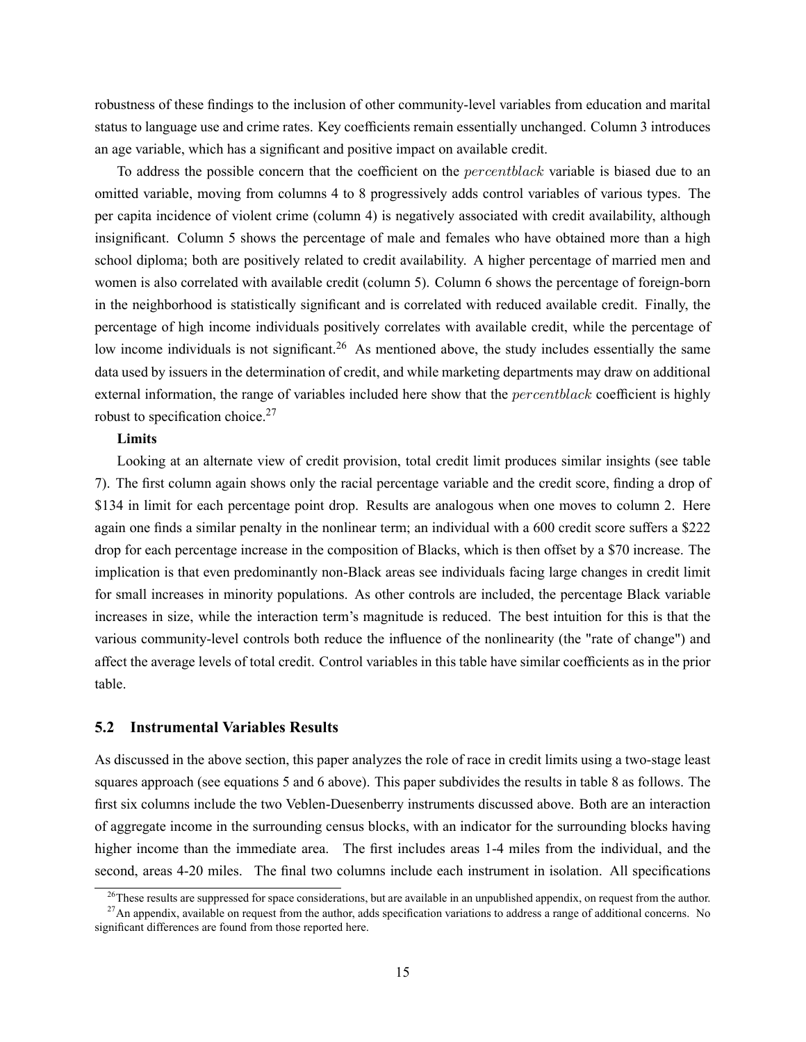robustness of these findings to the inclusion of other community-level variables from education and marital status to language use and crime rates. Key coefficients remain essentially unchanged. Column 3 introduces an age variable, which has a significant and positive impact on available credit.

To address the possible concern that the coefficient on the $percentblack$ variable is biased due to an omitted variable, moving from columns 4 to 8 progressively adds control variables of various types. The per capita incidence of violent crime (column 4) is negatively associated with credit availability, although insignificant. Column 5 shows the percentage of male and females who have obtained more than a high school diploma; both are positively related to credit availability. A higher percentage of married men and women is also correlated with available credit (column 5). Column 6 shows the percentage of foreign-born in the neighborhood is statistically significant and is correlated with reduced available credit. Finally, the percentage of high income individuals positively correlates with available credit, while the percentage of low income individuals is not significant.[26] As mentioned above, the study includes essentially the same data used by issuers in the determination of credit, and while marketing departments may draw on additional external information, the range of variables included here show that the $percentblack$ coefficient is highly robust to specification choice.[27]

**Limits**

Looking at an alternate view of credit provision, total credit limit produces similar insights (see table 7). The first column again shows only the racial percentage variable and the credit score, finding a drop of \$134 in limit for each percentage point drop. Results are analogous when one moves to column 2. Here again one finds a similar penalty in the nonlinear term; an individual with a 600 credit score suffers a \$222 drop for each percentage increase in the composition of Blacks, which is then offset by a \$70 increase. The implication is that even predominantly non-Black areas see individuals facing large changes in credit limit for small increases in minority populations. As other controls are included, the percentage Black variable increases in size, while the interaction term's magnitude is reduced. The best intuition for this is that the various community-level controls both reduce the influence of the nonlinearity (the "rate of change") and affect the average levels of total credit. Control variables in this table have similar coefficients as in the prior table.

## 5.2 Instrumental Variables Results

As discussed in the above section, this paper analyzes the role of race in credit limits using a two-stage least squares approach (see equations 5 and 6 above). This paper subdivides the results in table 8 as follows. The first six columns include the two Veblen-Duesenberry instruments discussed above. Both are an interaction of aggregate income in the surrounding census blocks, with an indicator for the surrounding blocks having higher income than the immediate area. The first includes areas 1-4 miles from the individual, and the second, areas 4-20 miles. The final two columns include each instrument in isolation. All specifications

[26] These results are suppressed for space considerations, but are available in an unpublished appendix, on request from the author.

[27] An appendix, available on request from the author, adds specification variations to address a range of additional concerns. No significant differences are found from those reported here.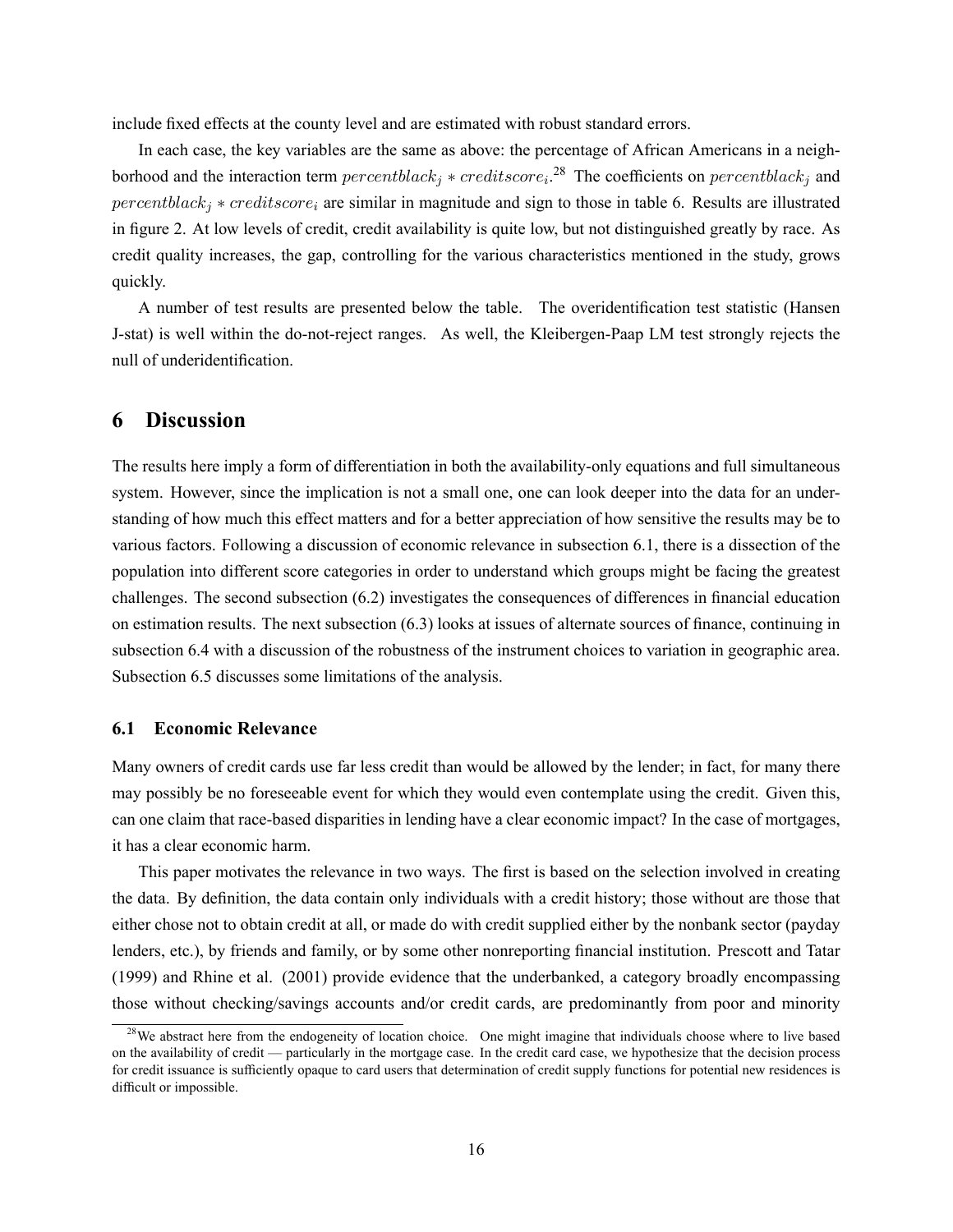include fixed effects at the county level and are estimated with robust standard errors.

In each case, the key variables are the same as above: the percentage of African Americans in a neighborhood and the interaction term $percentblack_j * creditscore_i$.[28] The coefficients on $percentblack_j$ and $percentblack_j * creditscore_i$ are similar in magnitude and sign to those in table 6. Results are illustrated in figure 2. At low levels of credit, credit availability is quite low, but not distinguished greatly by race. As credit quality increases, the gap, controlling for the various characteristics mentioned in the study, grows quickly.

A number of test results are presented below the table. The overidentification test statistic (Hansen J-stat) is well within the do-not-reject ranges. As well, the Kleibergen-Paap LM test strongly rejects the null of underidentification.

## 6 Discussion

The results here imply a form of differentiation in both the availability-only equations and full simultaneous system. However, since the implication is not a small one, one can look deeper into the data for an understanding of how much this effect matters and for a better appreciation of how sensitive the results may be to various factors. Following a discussion of economic relevance in subsection 6.1, there is a dissection of the population into different score categories in order to understand which groups might be facing the greatest challenges. The second subsection (6.2) investigates the consequences of differences in financial education on estimation results. The next subsection (6.3) looks at issues of alternate sources of finance, continuing in subsection 6.4 with a discussion of the robustness of the instrument choices to variation in geographic area. Subsection 6.5 discusses some limitations of the analysis.

### 6.1 Economic Relevance

Many owners of credit cards use far less credit than would be allowed by the lender; in fact, for many there may possibly be no foreseeable event for which they would even contemplate using the credit. Given this, can one claim that race-based disparities in lending have a clear economic impact? In the case of mortgages, it has a clear economic harm.

This paper motivates the relevance in two ways. The first is based on the selection involved in creating the data. By definition, the data contain only individuals with a credit history; those without are those that either chose not to obtain credit at all, or made do with credit supplied either by the nonbank sector (payday lenders, etc.), by friends and family, or by some other nonreporting financial institution. Prescott and Tatar (1999) and Rhine et al. (2001) provide evidence that the underbanked, a category broadly encompassing those without checking/savings accounts and/or credit cards, are predominantly from poor and minority

[28] We abstract here from the endogeneity of location choice. One might imagine that individuals choose where to live based on the availability of credit — particularly in the mortgage case. In the credit card case, we hypothesize that the decision process for credit issuance is sufficiently opaque to card users that determination of credit supply functions for potential new residences is difficult or impossible.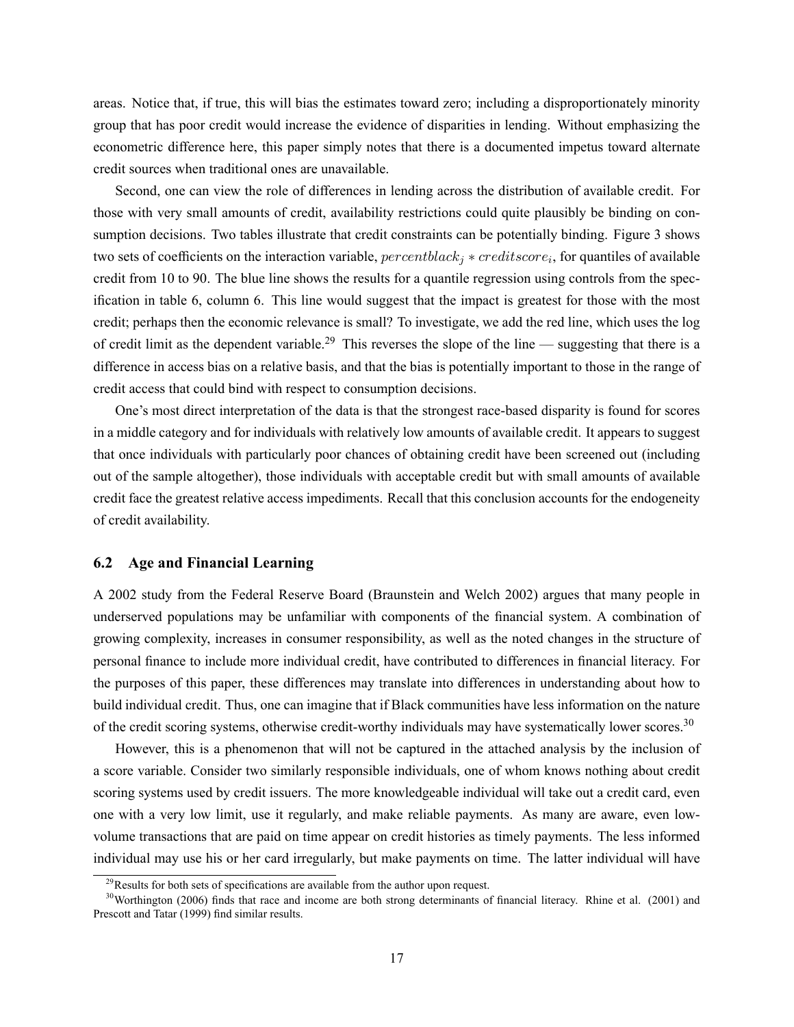areas. Notice that, if true, this will bias the estimates toward zero; including a disproportionately minority group that has poor credit would increase the evidence of disparities in lending. Without emphasizing the econometric difference here, this paper simply notes that there is a documented impetus toward alternate credit sources when traditional ones are unavailable.

Second, one can view the role of differences in lending across the distribution of available credit. For those with very small amounts of credit, availability restrictions could quite plausibly be binding on consumption decisions. Two tables illustrate that credit constraints can be potentially binding. Figure 3 shows two sets of coefficients on the interaction variable, $percentblack_j * creditscore_i$, for quantiles of available credit from 10 to 90. The blue line shows the results for a quantile regression using controls from the specification in table 6, column 6. This line would suggest that the impact is greatest for those with the most credit; perhaps then the economic relevance is small? To investigate, we add the red line, which uses the log of credit limit as the dependent variable.[29] This reverses the slope of the line — suggesting that there is a difference in access bias on a relative basis, and that the bias is potentially important to those in the range of credit access that could bind with respect to consumption decisions.

One's most direct interpretation of the data is that the strongest race-based disparity is found for scores in a middle category and for individuals with relatively low amounts of available credit. It appears to suggest that once individuals with particularly poor chances of obtaining credit have been screened out (including out of the sample altogether), those individuals with acceptable credit but with small amounts of available credit face the greatest relative access impediments. Recall that this conclusion accounts for the endogeneity of credit availability.

## 6.2 Age and Financial Learning

A 2002 study from the Federal Reserve Board (Braunstein and Welch 2002) argues that many people in underserved populations may be unfamiliar with components of the financial system. A combination of growing complexity, increases in consumer responsibility, as well as the noted changes in the structure of personal finance to include more individual credit, have contributed to differences in financial literacy. For the purposes of this paper, these differences may translate into differences in understanding about how to build individual credit. Thus, one can imagine that if Black communities have less information on the nature of the credit scoring systems, otherwise credit-worthy individuals may have systematically lower scores.[30]

However, this is a phenomenon that will not be captured in the attached analysis by the inclusion of a score variable. Consider two similarly responsible individuals, one of whom knows nothing about credit scoring systems used by credit issuers. The more knowledgeable individual will take out a credit card, even one with a very low limit, use it regularly, and make reliable payments. As many are aware, even low-volume transactions that are paid on time appear on credit histories as timely payments. The less informed individual may use his or her card irregularly, but make payments on time. The latter individual will have

[29] Results for both sets of specifications are available from the author upon request.

[30] Worthington (2006) finds that race and income are both strong determinants of financial literacy. Rhine et al. (2001) and Prescott and Tatar (1999) find similar results.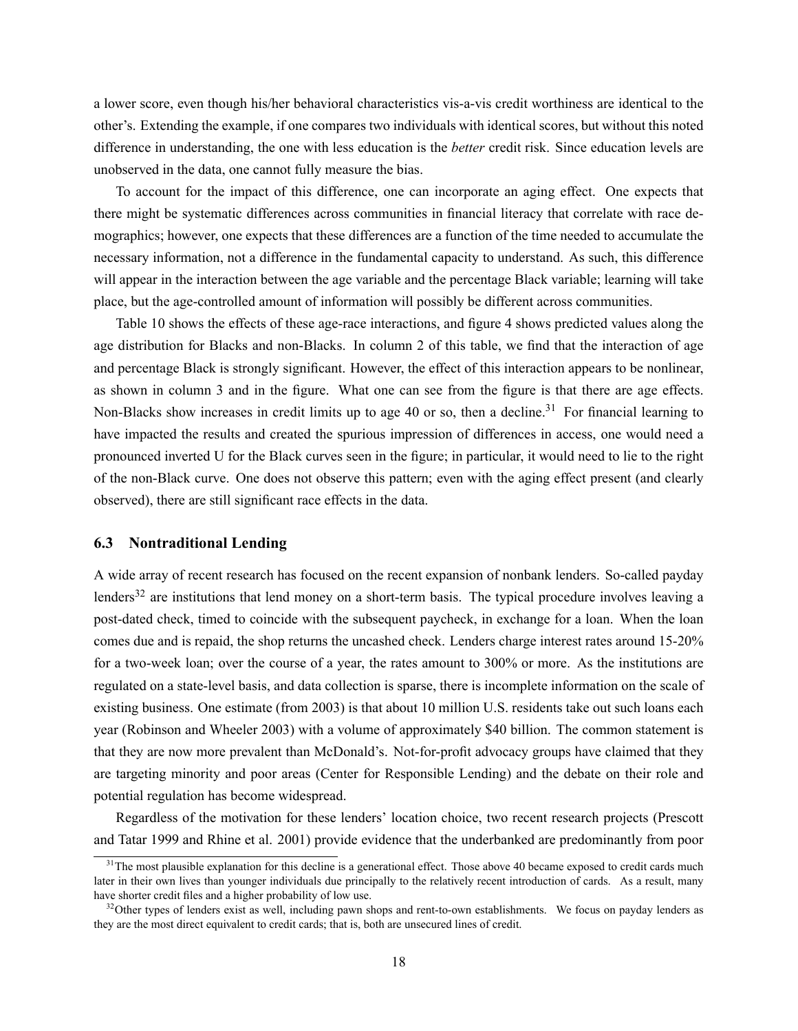a lower score, even though his/her behavioral characteristics vis-a-vis credit worthiness are identical to the other's. Extending the example, if one compares two individuals with identical scores, but without this noted difference in understanding, the one with less education is the *better* credit risk. Since education levels are unobserved in the data, one cannot fully measure the bias.

To account for the impact of this difference, one can incorporate an aging effect. One expects that there might be systematic differences across communities in financial literacy that correlate with race demographics; however, one expects that these differences are a function of the time needed to accumulate the necessary information, not a difference in the fundamental capacity to understand. As such, this difference will appear in the interaction between the age variable and the percentage Black variable; learning will take place, but the age-controlled amount of information will possibly be different across communities.

Table 10 shows the effects of these age-race interactions, and figure 4 shows predicted values along the age distribution for Blacks and non-Blacks. In column 2 of this table, we find that the interaction of age and percentage Black is strongly significant. However, the effect of this interaction appears to be nonlinear, as shown in column 3 and in the figure. What one can see from the figure is that there are age effects. Non-Blacks show increases in credit limits up to age 40 or so, then a decline.[31] For financial learning to have impacted the results and created the spurious impression of differences in access, one would need a pronounced inverted U for the Black curves seen in the figure; in particular, it would need to lie to the right of the non-Black curve. One does not observe this pattern; even with the aging effect present (and clearly observed), there are still significant race effects in the data.

### 6.3 Nontraditional Lending

A wide array of recent research has focused on the recent expansion of nonbank lenders. So-called payday lenders[32] are institutions that lend money on a short-term basis. The typical procedure involves leaving a post-dated check, timed to coincide with the subsequent paycheck, in exchange for a loan. When the loan comes due and is repaid, the shop returns the uncashed check. Lenders charge interest rates around 15-20% for a two-week loan; over the course of a year, the rates amount to 300% or more. As the institutions are regulated on a state-level basis, and data collection is sparse, there is incomplete information on the scale of existing business. One estimate (from 2003) is that about 10 million U.S. residents take out such loans each year (Robinson and Wheeler 2003) with a volume of approximately $40 billion. The common statement is that they are now more prevalent than McDonald's. Not-for-profit advocacy groups have claimed that they are targeting minority and poor areas (Center for Responsible Lending) and the debate on their role and potential regulation has become widespread.

Regardless of the motivation for these lenders' location choice, two recent research projects (Prescott and Tatar 1999 and Rhine et al. 2001) provide evidence that the underbanked are predominantly from poor

[31] The most plausible explanation for this decline is a generational effect. Those above 40 became exposed to credit cards much later in their own lives than younger individuals due principally to the relatively recent introduction of cards. As a result, many have shorter credit files and a higher probability of low use.

[32] Other types of lenders exist as well, including pawn shops and rent-to-own establishments. We focus on payday lenders as they are the most direct equivalent to credit cards; that is, both are unsecured lines of credit.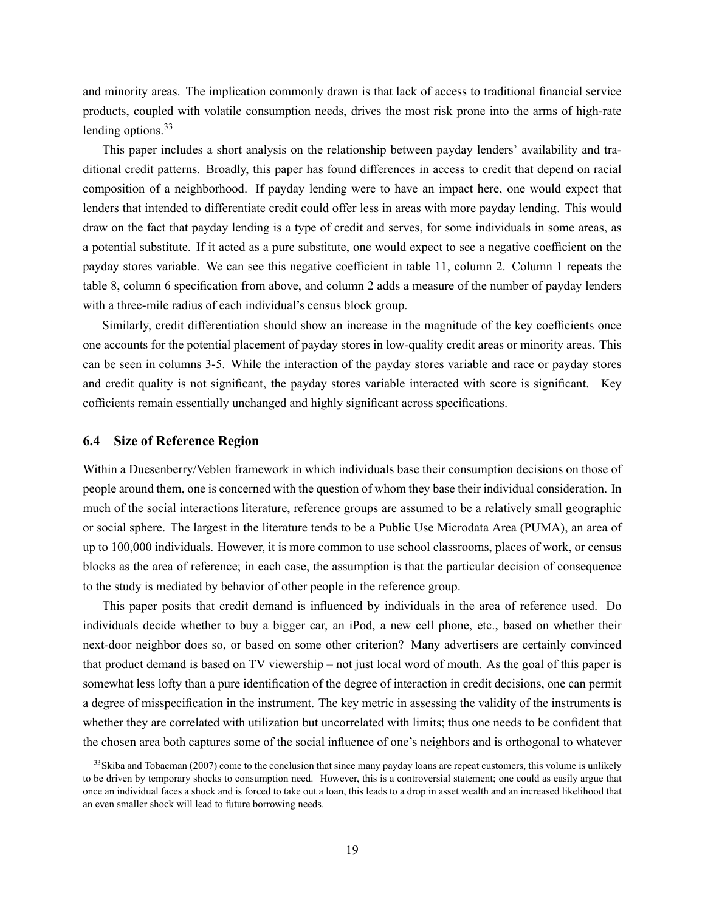and minority areas. The implication commonly drawn is that lack of access to traditional financial service products, coupled with volatile consumption needs, drives the most risk prone into the arms of high-rate lending options.[33]

This paper includes a short analysis on the relationship between payday lenders' availability and traditional credit patterns. Broadly, this paper has found differences in access to credit that depend on racial composition of a neighborhood. If payday lending were to have an impact here, one would expect that lenders that intended to differentiate credit could offer less in areas with more payday lending. This would draw on the fact that payday lending is a type of credit and serves, for some individuals in some areas, as a potential substitute. If it acted as a pure substitute, one would expect to see a negative coefficient on the payday stores variable. We can see this negative coefficient in table 11, column 2. Column 1 repeats the table 8, column 6 specification from above, and column 2 adds a measure of the number of payday lenders with a three-mile radius of each individual's census block group.

Similarly, credit differentiation should show an increase in the magnitude of the key coefficients once one accounts for the potential placement of payday stores in low-quality credit areas or minority areas. This can be seen in columns 3-5. While the interaction of the payday stores variable and race or payday stores and credit quality is not significant, the payday stores variable interacted with score is significant. Key cofficients remain essentially unchanged and highly significant across specifications.

### 6.4 Size of Reference Region

Within a Duesenberry/Veblen framework in which individuals base their consumption decisions on those of people around them, one is concerned with the question of whom they base their individual consideration. In much of the social interactions literature, reference groups are assumed to be a relatively small geographic or social sphere. The largest in the literature tends to be a Public Use Microdata Area (PUMA), an area of up to 100,000 individuals. However, it is more common to use school classrooms, places of work, or census blocks as the area of reference; in each case, the assumption is that the particular decision of consequence to the study is mediated by behavior of other people in the reference group.

This paper posits that credit demand is influenced by individuals in the area of reference used. Do individuals decide whether to buy a bigger car, an iPod, a new cell phone, etc., based on whether their next-door neighbor does so, or based on some other criterion? Many advertisers are certainly convinced that product demand is based on TV viewership – not just local word of mouth. As the goal of this paper is somewhat less lofty than a pure identification of the degree of interaction in credit decisions, one can permit a degree of misspecification in the instrument. The key metric in assessing the validity of the instruments is whether they are correlated with utilization but uncorrelated with limits; thus one needs to be confident that the chosen area both captures some of the social influence of one's neighbors and is orthogonal to whatever

[33] Skiba and Tobacman (2007) come to the conclusion that since many payday loans are repeat customers, this volume is unlikely to be driven by temporary shocks to consumption need. However, this is a controversial statement; one could as easily argue that once an individual faces a shock and is forced to take out a loan, this leads to a drop in asset wealth and an increased likelihood that an even smaller shock will lead to future borrowing needs.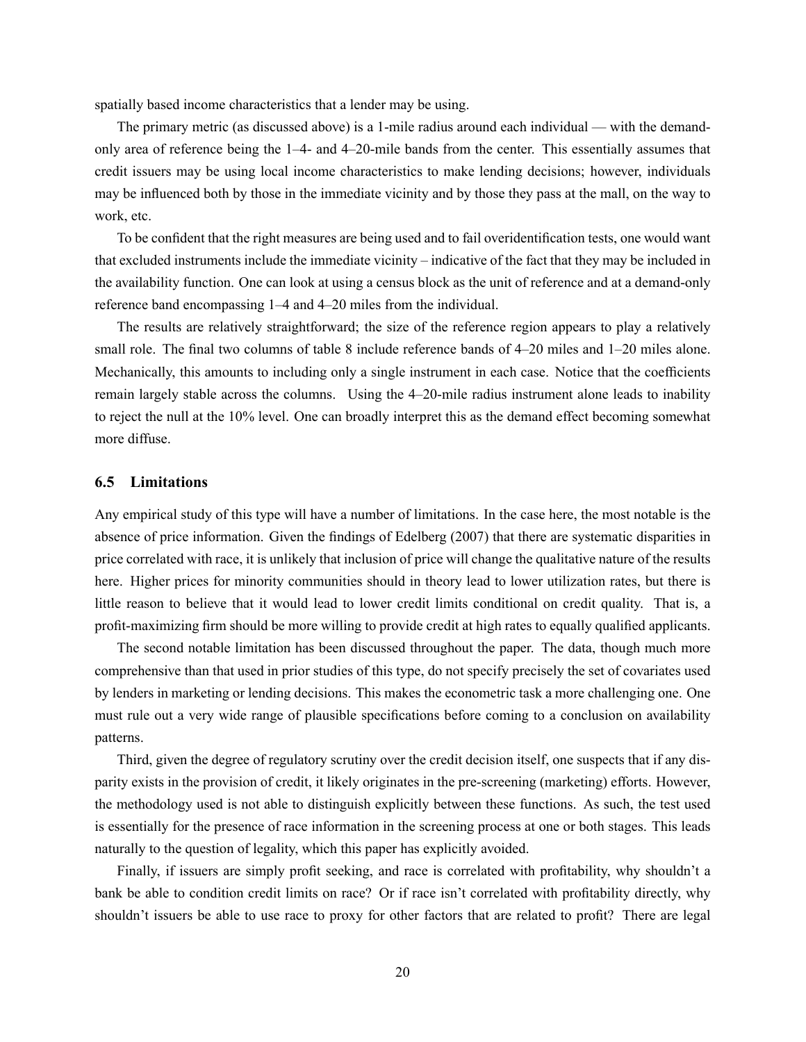spatially based income characteristics that a lender may be using.

The primary metric (as discussed above) is a 1-mile radius around each individual — with the demand-only area of reference being the 1–4- and 4–20-mile bands from the center. This essentially assumes that credit issuers may be using local income characteristics to make lending decisions; however, individuals may be influenced both by those in the immediate vicinity and by those they pass at the mall, on the way to work, etc.

To be confident that the right measures are being used and to fail overidentification tests, one would want that excluded instruments include the immediate vicinity – indicative of the fact that they may be included in the availability function. One can look at using a census block as the unit of reference and at a demand-only reference band encompassing 1–4 and 4–20 miles from the individual.

The results are relatively straightforward; the size of the reference region appears to play a relatively small role. The final two columns of table 8 include reference bands of 4–20 miles and 1–20 miles alone. Mechanically, this amounts to including only a single instrument in each case. Notice that the coefficients remain largely stable across the columns. Using the 4–20-mile radius instrument alone leads to inability to reject the null at the 10% level. One can broadly interpret this as the demand effect becoming somewhat more diffuse.

### 6.5 Limitations

Any empirical study of this type will have a number of limitations. In the case here, the most notable is the absence of price information. Given the findings of Edelberg (2007) that there are systematic disparities in price correlated with race, it is unlikely that inclusion of price will change the qualitative nature of the results here. Higher prices for minority communities should in theory lead to lower utilization rates, but there is little reason to believe that it would lead to lower credit limits conditional on credit quality. That is, a profit-maximizing firm should be more willing to provide credit at high rates to equally qualified applicants.

The second notable limitation has been discussed throughout the paper. The data, though much more comprehensive than that used in prior studies of this type, do not specify precisely the set of covariates used by lenders in marketing or lending decisions. This makes the econometric task a more challenging one. One must rule out a very wide range of plausible specifications before coming to a conclusion on availability patterns.

Third, given the degree of regulatory scrutiny over the credit decision itself, one suspects that if any disparity exists in the provision of credit, it likely originates in the pre-screening (marketing) efforts. However, the methodology used is not able to distinguish explicitly between these functions. As such, the test used is essentially for the presence of race information in the screening process at one or both stages. This leads naturally to the question of legality, which this paper has explicitly avoided.

Finally, if issuers are simply profit seeking, and race is correlated with profitability, why shouldn't a bank be able to condition credit limits on race? Or if race isn't correlated with profitability directly, why shouldn't issuers be able to use race to proxy for other factors that are related to profit? There are legal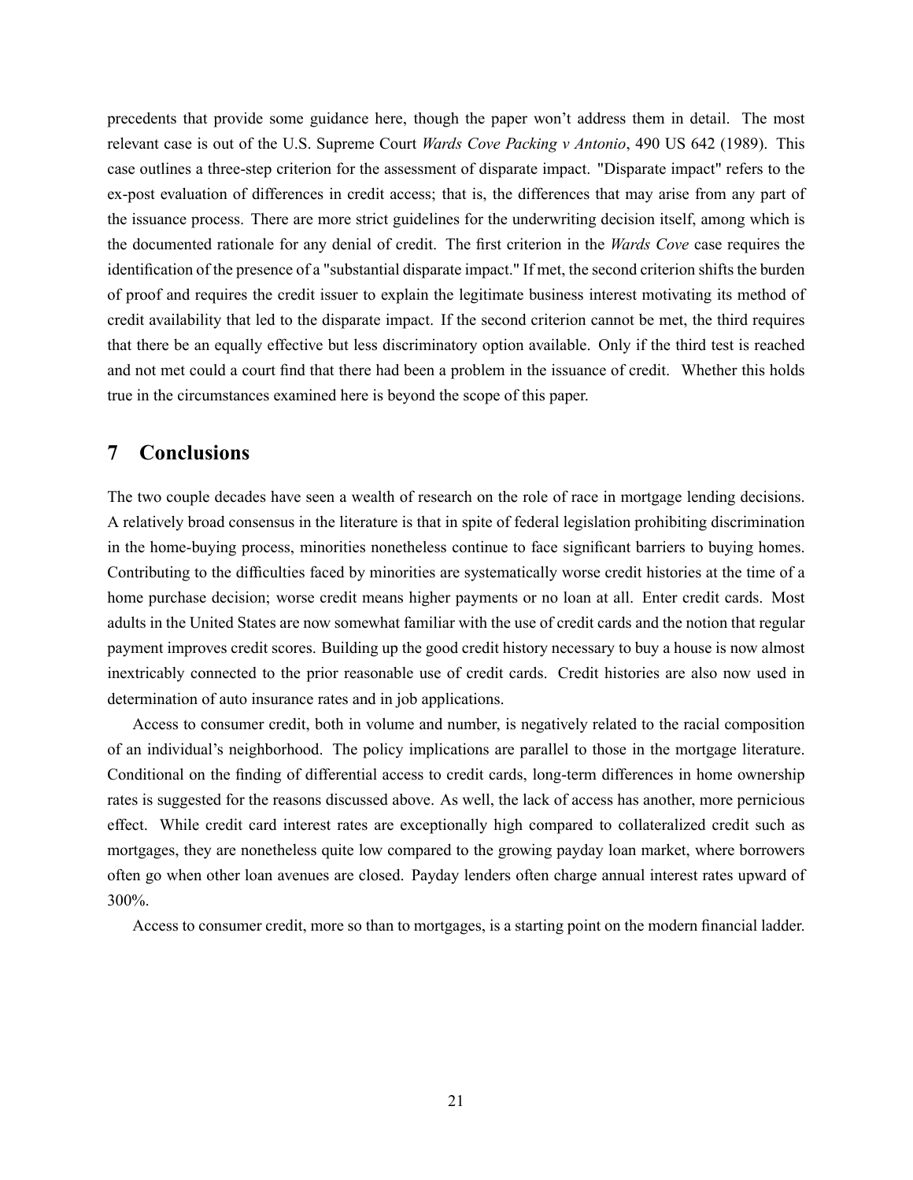precedents that provide some guidance here, though the paper won't address them in detail. The most relevant case is out of the U.S. Supreme Court *Wards Cove Packing v Antonio*, 490 US 642 (1989). This case outlines a three-step criterion for the assessment of disparate impact. "Disparate impact" refers to the ex-post evaluation of differences in credit access; that is, the differences that may arise from any part of the issuance process. There are more strict guidelines for the underwriting decision itself, among which is the documented rationale for any denial of credit. The first criterion in the *Wards Cove* case requires the identification of the presence of a "substantial disparate impact." If met, the second criterion shifts the burden of proof and requires the credit issuer to explain the legitimate business interest motivating its method of credit availability that led to the disparate impact. If the second criterion cannot be met, the third requires that there be an equally effective but less discriminatory option available. Only if the third test is reached and not met could a court find that there had been a problem in the issuance of credit. Whether this holds true in the circumstances examined here is beyond the scope of this paper.

## 7 Conclusions

The two couple decades have seen a wealth of research on the role of race in mortgage lending decisions. A relatively broad consensus in the literature is that in spite of federal legislation prohibiting discrimination in the home-buying process, minorities nonetheless continue to face significant barriers to buying homes. Contributing to the difficulties faced by minorities are systematically worse credit histories at the time of a home purchase decision; worse credit means higher payments or no loan at all. Enter credit cards. Most adults in the United States are now somewhat familiar with the use of credit cards and the notion that regular payment improves credit scores. Building up the good credit history necessary to buy a house is now almost inextricably connected to the prior reasonable use of credit cards. Credit histories are also now used in determination of auto insurance rates and in job applications.

Access to consumer credit, both in volume and number, is negatively related to the racial composition of an individual's neighborhood. The policy implications are parallel to those in the mortgage literature. Conditional on the finding of differential access to credit cards, long-term differences in home ownership rates is suggested for the reasons discussed above. As well, the lack of access has another, more pernicious effect. While credit card interest rates are exceptionally high compared to collateralized credit such as mortgages, they are nonetheless quite low compared to the growing payday loan market, where borrowers often go when other loan avenues are closed. Payday lenders often charge annual interest rates upward of 300%.

Access to consumer credit, more so than to mortgages, is a starting point on the modern financial ladder.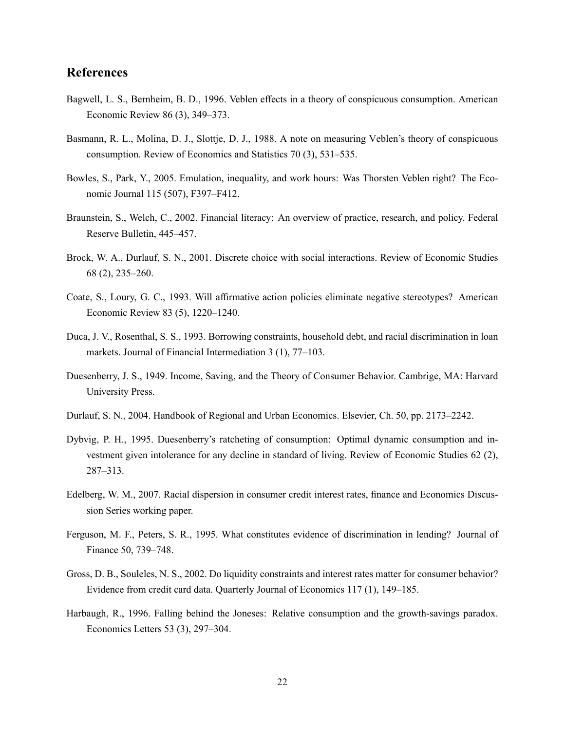## References

Bagwell, L. S., Bernheim, B. D., 1996. Veblen effects in a theory of conspicuous consumption. American Economic Review 86 (3), 349–373.

Basmann, R. L., Molina, D. J., Slottje, D. J., 1988. A note on measuring Veblen's theory of conspicuous consumption. Review of Economics and Statistics 70 (3), 531–535.

Bowles, S., Park, Y., 2005. Emulation, inequality, and work hours: Was Thorsten Veblen right? The Economic Journal 115 (507), F397–F412.

Braunstein, S., Welch, C., 2002. Financial literacy: An overview of practice, research, and policy. Federal Reserve Bulletin, 445–457.

Brock, W. A., Durlauf, S. N., 2001. Discrete choice with social interactions. Review of Economic Studies 68 (2), 235–260.

Coate, S., Loury, G. C., 1993. Will affirmative action policies eliminate negative stereotypes? American Economic Review 83 (5), 1220–1240.

Duca, J. V., Rosenthal, S. S., 1993. Borrowing constraints, household debt, and racial discrimination in loan markets. Journal of Financial Intermediation 3 (1), 77–103.

Duesenberry, J. S., 1949. Income, Saving, and the Theory of Consumer Behavior. Cambrige, MA: Harvard University Press.

Durlauf, S. N., 2004. Handbook of Regional and Urban Economics. Elsevier, Ch. 50, pp. 2173–2242.

Dybvig, P. H., 1995. Duesenberry's ratcheting of consumption: Optimal dynamic consumption and investment given intolerance for any decline in standard of living. Review of Economic Studies 62 (2), 287–313.

Edelberg, W. M., 2007. Racial dispersion in consumer credit interest rates, finance and Economics Discussion Series working paper.

Ferguson, M. F., Peters, S. R., 1995. What constitutes evidence of discrimination in lending? Journal of Finance 50, 739–748.

Gross, D. B., Souleles, N. S., 2002. Do liquidity constraints and interest rates matter for consumer behavior? Evidence from credit card data. Quarterly Journal of Economics 117 (1), 149–185.

Harbaugh, R., 1996. Falling behind the Joneses: Relative consumption and the growth-savings paradox. Economics Letters 53 (3), 297–304.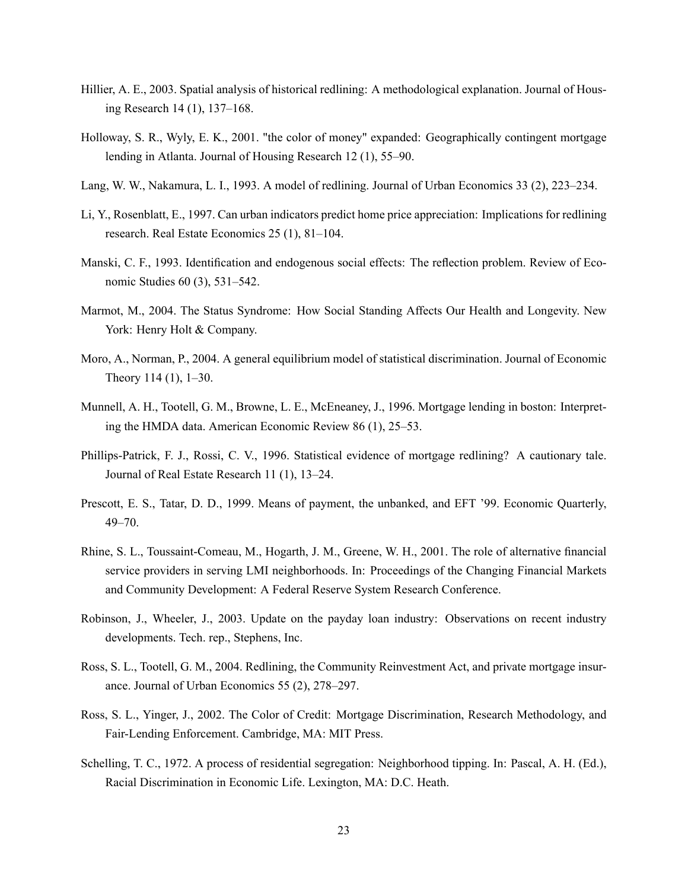Hillier, A. E., 2003. Spatial analysis of historical redlining: A methodological explanation. Journal of Housing Research 14 (1), 137–168.

Holloway, S. R., Wyly, E. K., 2001. "the color of money" expanded: Geographically contingent mortgage lending in Atlanta. Journal of Housing Research 12 (1), 55–90.

Lang, W. W., Nakamura, L. I., 1993. A model of redlining. Journal of Urban Economics 33 (2), 223–234.

Li, Y., Rosenblatt, E., 1997. Can urban indicators predict home price appreciation: Implications for redlining research. Real Estate Economics 25 (1), 81–104.

Manski, C. F., 1993. Identification and endogenous social effects: The reflection problem. Review of Economic Studies 60 (3), 531–542.

Marmot, M., 2004. The Status Syndrome: How Social Standing Affects Our Health and Longevity. New York: Henry Holt & Company.

Moro, A., Norman, P., 2004. A general equilibrium model of statistical discrimination. Journal of Economic Theory 114 (1), 1–30.

Munnell, A. H., Tootell, G. M., Browne, L. E., McEneaney, J., 1996. Mortgage lending in boston: Interpreting the HMDA data. American Economic Review 86 (1), 25–53.

Phillips-Patrick, F. J., Rossi, C. V., 1996. Statistical evidence of mortgage redlining? A cautionary tale. Journal of Real Estate Research 11 (1), 13–24.

Prescott, E. S., Tatar, D. D., 1999. Means of payment, the unbanked, and EFT '99. Economic Quarterly, 49–70.

Rhine, S. L., Toussaint-Comeau, M., Hogarth, J. M., Greene, W. H., 2001. The role of alternative financial service providers in serving LMI neighborhoods. In: Proceedings of the Changing Financial Markets and Community Development: A Federal Reserve System Research Conference.

Robinson, J., Wheeler, J., 2003. Update on the payday loan industry: Observations on recent industry developments. Tech. rep., Stephens, Inc.

Ross, S. L., Tootell, G. M., 2004. Redlining, the Community Reinvestment Act, and private mortgage insurance. Journal of Urban Economics 55 (2), 278–297.

Ross, S. L., Yinger, J., 2002. The Color of Credit: Mortgage Discrimination, Research Methodology, and Fair-Lending Enforcement. Cambridge, MA: MIT Press.

Schelling, T. C., 1972. A process of residential segregation: Neighborhood tipping. In: Pascal, A. H. (Ed.), Racial Discrimination in Economic Life. Lexington, MA: D.C. Heath.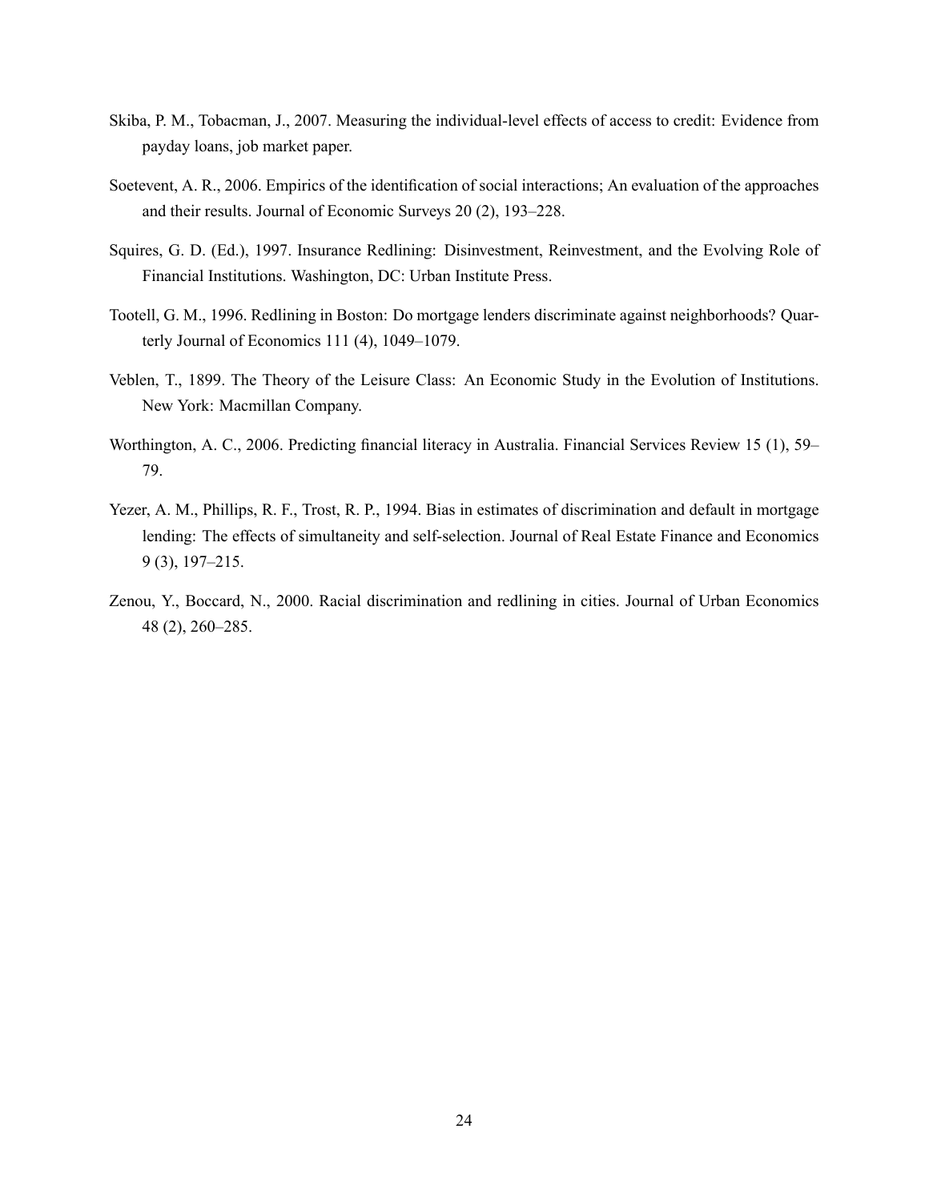Skiba, P. M., Tobacman, J., 2007. Measuring the individual-level effects of access to credit: Evidence from payday loans, job market paper.

Soetevent, A. R., 2006. Empirics of the identification of social interactions; An evaluation of the approaches and their results. Journal of Economic Surveys 20 (2), 193–228.

Squires, G. D. (Ed.), 1997. Insurance Redlining: Disinvestment, Reinvestment, and the Evolving Role of Financial Institutions. Washington, DC: Urban Institute Press.

Tootell, G. M., 1996. Redlining in Boston: Do mortgage lenders discriminate against neighborhoods? Quarterly Journal of Economics 111 (4), 1049–1079.

Veblen, T., 1899. The Theory of the Leisure Class: An Economic Study in the Evolution of Institutions. New York: Macmillan Company.

Worthington, A. C., 2006. Predicting financial literacy in Australia. Financial Services Review 15 (1), 59–79.

Yezer, A. M., Phillips, R. F., Trost, R. P., 1994. Bias in estimates of discrimination and default in mortgage lending: The effects of simultaneity and self-selection. Journal of Real Estate Finance and Economics 9 (3), 197–215.

Zenou, Y., Boccard, N., 2000. Racial discrimination and redlining in cities. Journal of Urban Economics 48 (2), 260–285.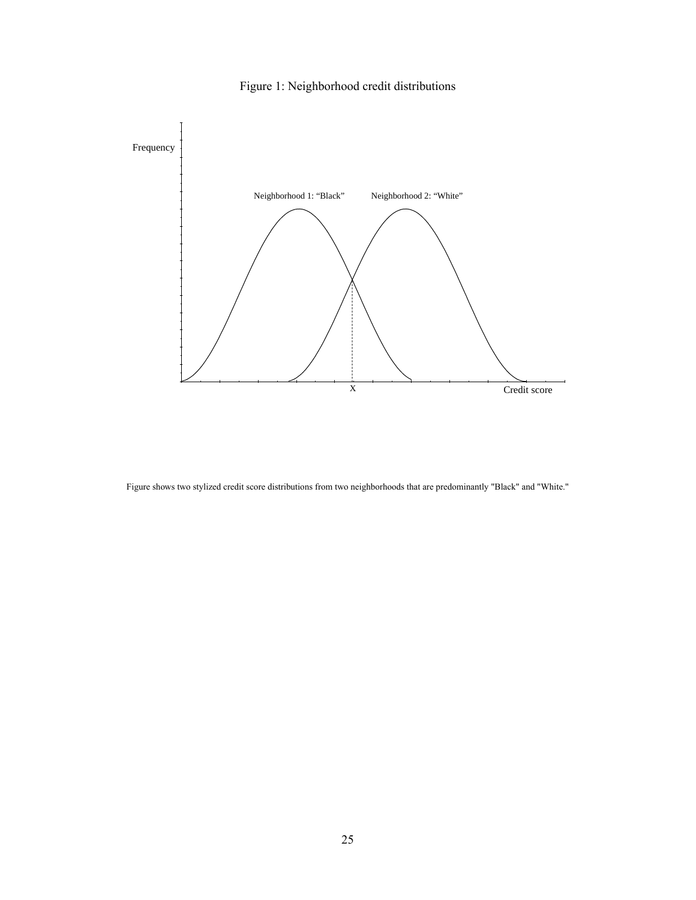# Figure 1: Neighborhood credit distributions

Frequency

Neighborhood 1: “Black”

Neighborhood 2: “White”

X

Credit score

Figure shows two stylized credit score distributions from two neighborhoods that are predominantly "Black" and "White."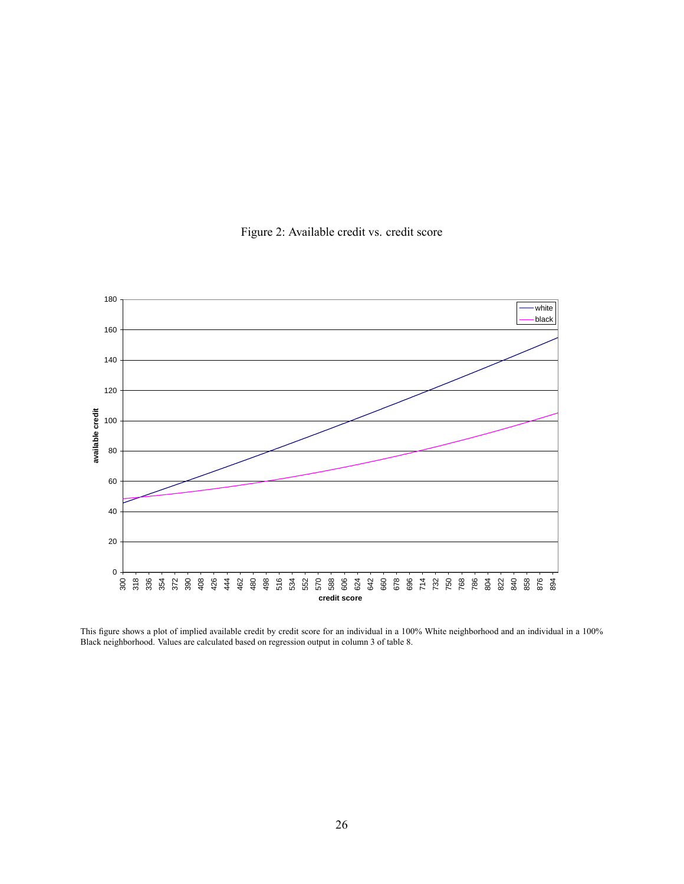Figure 2: Available credit vs. credit score

This figure shows a plot of implied available credit by credit score for an individual in a 100% White neighborhood and an individual in a 100% Black neighborhood. Values are calculated based on regression output in column 3 of table 8.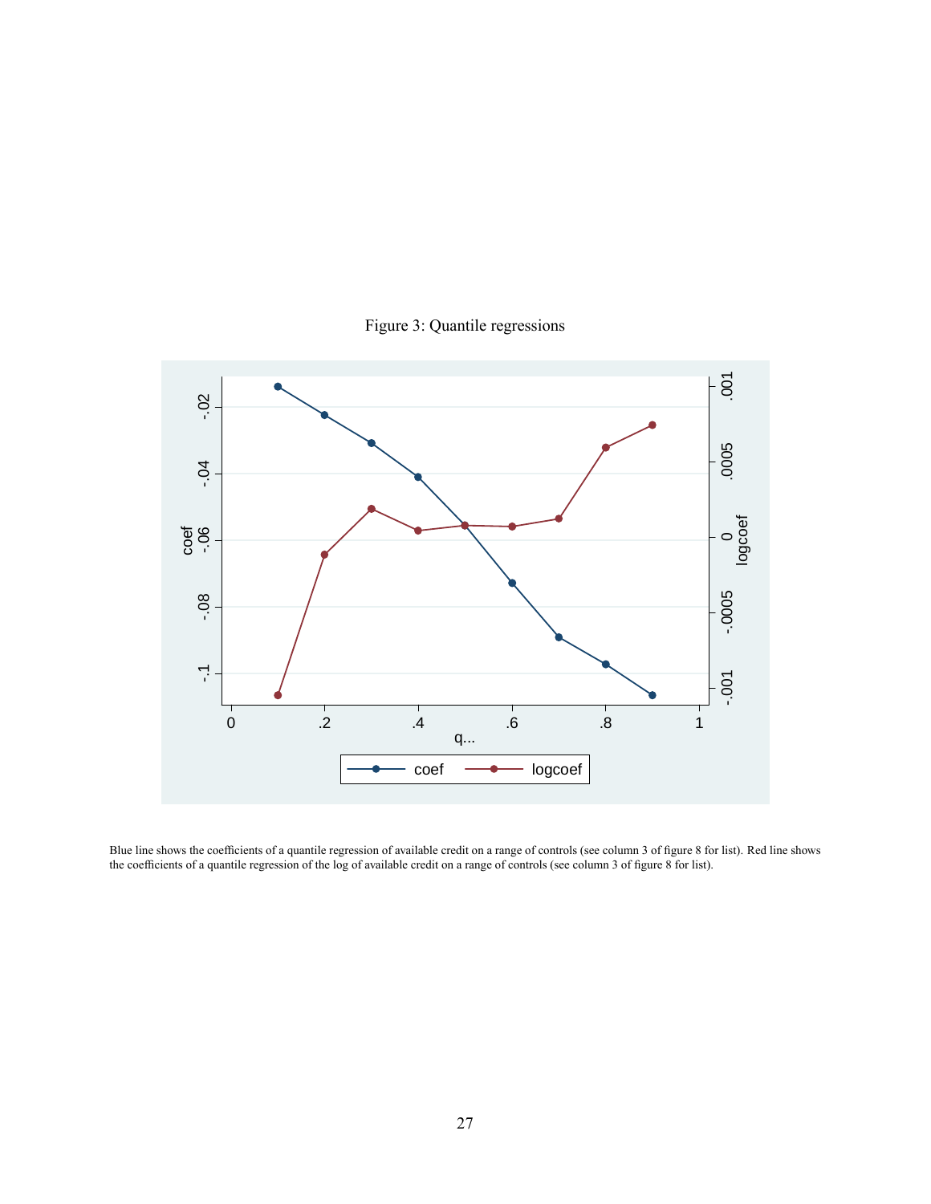Figure 3: Quantile regressions

Blue line shows the coefficients of a quantile regression of available credit on a range of controls (see column 3 of figure 8 for list). Red line shows the coefficients of a quantile regression of the log of available credit on a range of controls (see column 3 of figure 8 for list).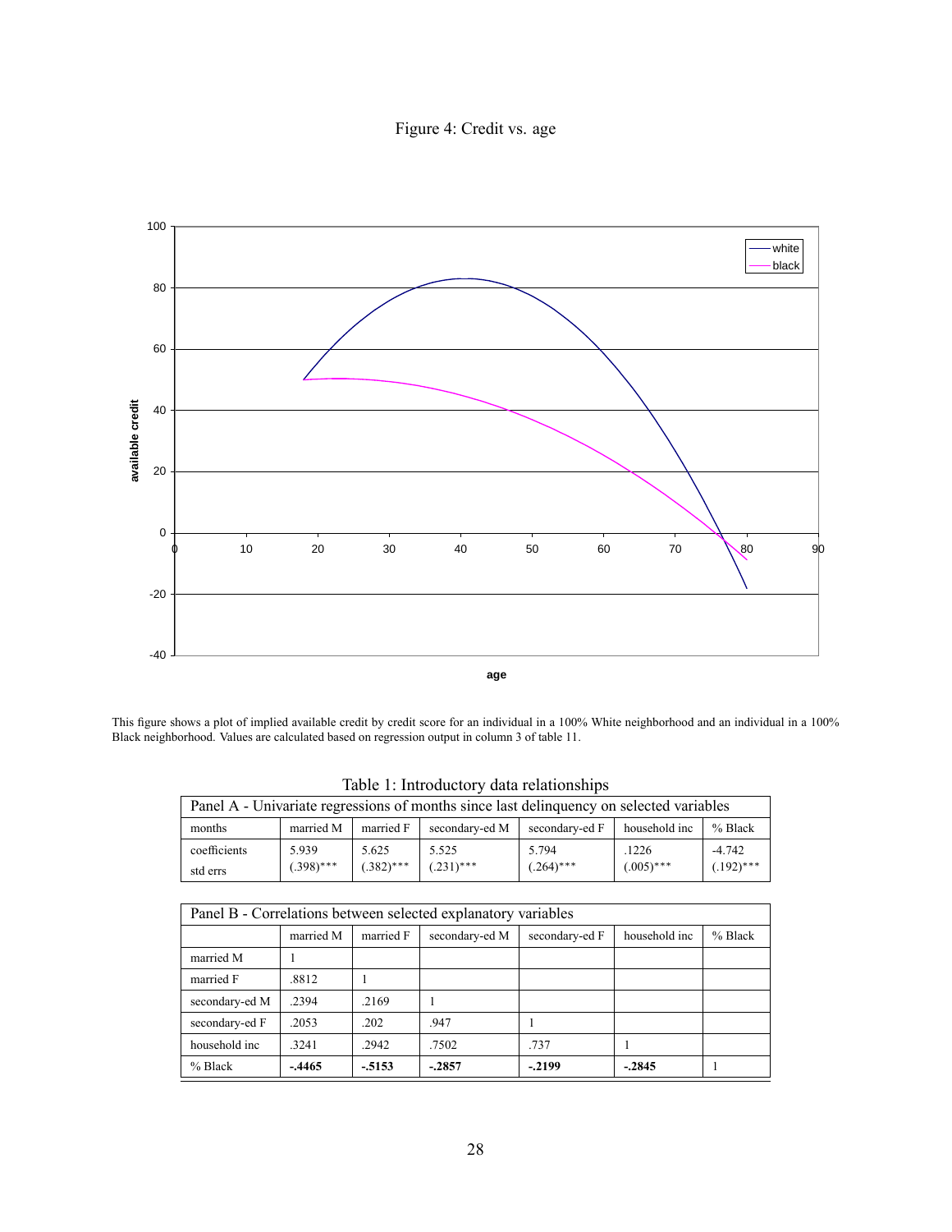Figure 4: Credit vs. age

This figure shows a plot of implied available credit by credit score for an individual in a 100% White neighborhood and an individual in a 100% Black neighborhood. Values are calculated based on regression output in column 3 of table 11.

Table 1: Introductory data relationships

Panel A - Univariate regressions of months since last delinquency on selected variables

| months | married M | married F | secondary-ed M | secondary-ed F | household inc | % Black |
|---|---|---|---|---|---|---|
| coefficients<br>std errs | 5.939<br>(.398)*** | 5.625<br>(.382)*** | 5.525<br>(.231)*** | 5.794<br>(.264)*** | .1226<br>(.005)*** | -4.742<br>(.192)*** |

Panel B - Correlations between selected explanatory variables

| | married M | married F | secondary-ed M | secondary-ed F | household inc | % Black |
|---|---|---|---|---|---|---|
| married M | 1 | | | | | |
| married F | .8812 | 1 | | | | |
| secondary-ed M | .2394 | .2169 | 1 | | | |
| secondary-ed F | .2053 | .202 | .947 | 1 | | |
| household inc | .3241 | .2942 | .7502 | .737 | 1 | |
| % Black | **-.4465** | **-.5153** | **-.2857** | **-.2199** | **-.2845** | 1 |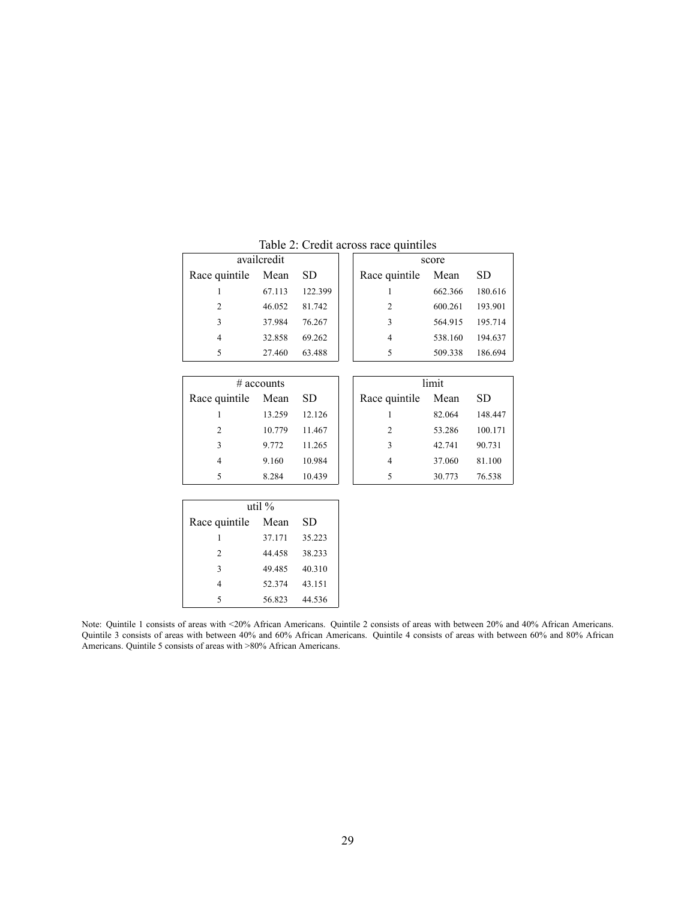Table 2: Credit across race quintiles

| availcredit | | |
|---|---|---|
| Race quintile | Mean | SD |
| 1 | 67.113 | 122.399 |
| 2 | 46.052 | 81.742 |
| 3 | 37.984 | 76.267 |
| 4 | 32.858 | 69.262 |
| 5 | 27.460 | 63.488 |

| score | | |
|---|---|---|
| Race quintile | Mean | SD |
| 1 | 662.366 | 180.616 |
| 2 | 600.261 | 193.901 |
| 3 | 564.915 | 195.714 |
| 4 | 538.160 | 194.637 |
| 5 | 509.338 | 186.694 |

| # accounts | | |
|---|---|---|
| Race quintile | Mean | SD |
| 1 | 13.259 | 12.126 |
| 2 | 10.779 | 11.467 |
| 3 | 9.772 | 11.265 |
| 4 | 9.160 | 10.984 |
| 5 | 8.284 | 10.439 |

| limit | | |
|---|---|---|
| Race quintile | Mean | SD |
| 1 | 82.064 | 148.447 |
| 2 | 53.286 | 100.171 |
| 3 | 42.741 | 90.731 |
| 4 | 37.060 | 81.100 |
| 5 | 30.773 | 76.538 |

| util % | | |
|---|---|---|
| Race quintile | Mean | SD |
| 1 | 37.171 | 35.223 |
| 2 | 44.458 | 38.233 |
| 3 | 49.485 | 40.310 |
| 4 | 52.374 | 43.151 |
| 5 | 56.823 | 44.536 |

Note: Quintile 1 consists of areas with <20% African Americans. Quintile 2 consists of areas with between 20% and 40% African Americans. Quintile 3 consists of areas with between 40% and 60% African Americans. Quintile 4 consists of areas with between 60% and 80% African Americans. Quintile 5 consists of areas with >80% African Americans.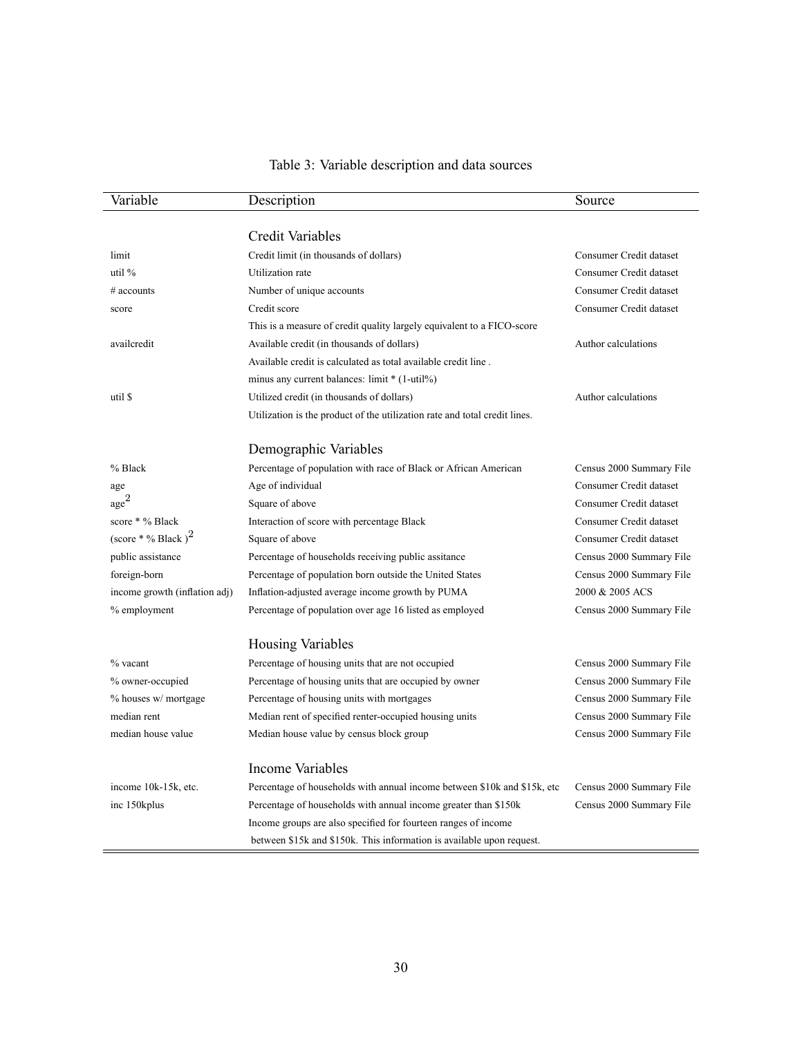Table 3: Variable description and data sources

| Variable | Description | Source |
|---|---|---|
| | **Credit Variables** | |
| limit | Credit limit (in thousands of dollars) | Consumer Credit dataset |
| util % | Utilization rate | Consumer Credit dataset |
| # accounts | Number of unique accounts | Consumer Credit dataset |
| score | Credit score | Consumer Credit dataset |
| | This is a measure of credit quality largely equivalent to a FICO-score | |
| availcredit | Available credit (in thousands of dollars) | Author calculations |
| | Available credit is calculated as total available credit line . | |
| | minus any current balances: limit * (1-util%) | |
| util $ | Utilized credit (in thousands of dollars) | Author calculations |
| | Utilization is the product of the utilization rate and total credit lines. | |
| | **Demographic Variables** | |
| % Black | Percentage of population with race of Black or African American | Census 2000 Summary File |
| age | Age of individual | Consumer Credit dataset |
| $\text{age}^2$ | Square of above | Consumer Credit dataset |
| score * % Black | Interaction of score with percentage Black | Consumer Credit dataset |
| $(\text{score * \% Black})^2$ | Square of above | Consumer Credit dataset |
| public assistance | Percentage of households receiving public assitance | Census 2000 Summary File |
| foreign-born | Percentage of population born outside the United States | Census 2000 Summary File |
| income growth (inflation adj) | Inflation-adjusted average income growth by PUMA | 2000 & 2005 ACS |
| % employment | Percentage of population over age 16 listed as employed | Census 2000 Summary File |
| | **Housing Variables** | |
| % vacant | Percentage of housing units that are not occupied | Census 2000 Summary File |
| % owner-occupied | Percentage of housing units that are occupied by owner | Census 2000 Summary File |
| % houses w/ mortgage | Percentage of housing units with mortgages | Census 2000 Summary File |
| median rent | Median rent of specified renter-occupied housing units | Census 2000 Summary File |
| median house value | Median house value by census block group | Census 2000 Summary File |
| | **Income Variables** | |
| income 10k-15k, etc. | Percentage of households with annual income between $10k and $15k, etc | Census 2000 Summary File |
| inc 150kplus | Percentage of households with annual income greater than $150k | Census 2000 Summary File |
| | Income groups are also specified for fourteen ranges of income | |
| | between $15k and $150k. This information is available upon request. | |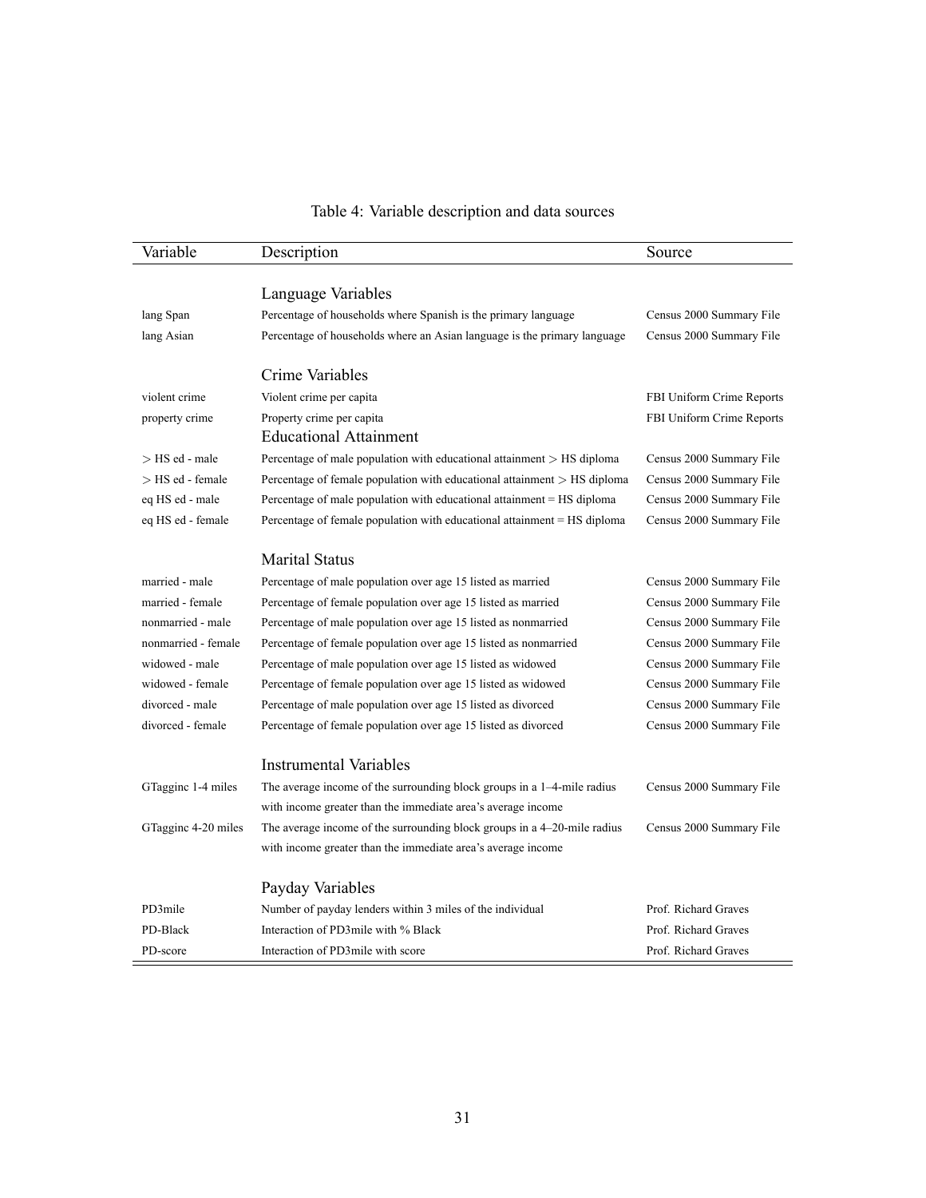Table 4: Variable description and data sources

| Variable | Description | Source |
|---|---|---|
| | Language Variables | |
| lang Span | Percentage of households where Spanish is the primary language | Census 2000 Summary File |
| lang Asian | Percentage of households where an Asian language is the primary language | Census 2000 Summary File |
| | Crime Variables | |
| violent crime | Violent crime per capita | FBI Uniform Crime Reports |
| property crime | Property crime per capita | FBI Uniform Crime Reports |
| | Educational Attainment | |
| $>$ HS ed - male | Percentage of male population with educational attainment $>$ HS diploma | Census 2000 Summary File |
| $>$ HS ed - female | Percentage of female population with educational attainment $>$ HS diploma | Census 2000 Summary File |
| eq HS ed - male | Percentage of male population with educational attainment = HS diploma | Census 2000 Summary File |
| eq HS ed - female | Percentage of female population with educational attainment = HS diploma | Census 2000 Summary File |
| | Marital Status | |
| married - male | Percentage of male population over age 15 listed as married | Census 2000 Summary File |
| married - female | Percentage of female population over age 15 listed as married | Census 2000 Summary File |
| nonmarried - male | Percentage of male population over age 15 listed as nonmarried | Census 2000 Summary File |
| nonmarried - female | Percentage of female population over age 15 listed as nonmarried | Census 2000 Summary File |
| widowed - male | Percentage of male population over age 15 listed as widowed | Census 2000 Summary File |
| widowed - female | Percentage of female population over age 15 listed as widowed | Census 2000 Summary File |
| divorced - male | Percentage of male population over age 15 listed as divorced | Census 2000 Summary File |
| divorced - female | Percentage of female population over age 15 listed as divorced | Census 2000 Summary File |
| | Instrumental Variables | |
| GTagginc 1-4 miles | The average income of the surrounding block groups in a 1–4-mile radius with income greater than the immediate area's average income | Census 2000 Summary File |
| GTagginc 4-20 miles | The average income of the surrounding block groups in a 4–20-mile radius with income greater than the immediate area's average income | Census 2000 Summary File |
| | Payday Variables | |
| PD3mile | Number of payday lenders within 3 miles of the individual | Prof. Richard Graves |
| PD-Black | Interaction of PD3mile with % Black | Prof. Richard Graves |
| PD-score | Interaction of PD3mile with score | Prof. Richard Graves |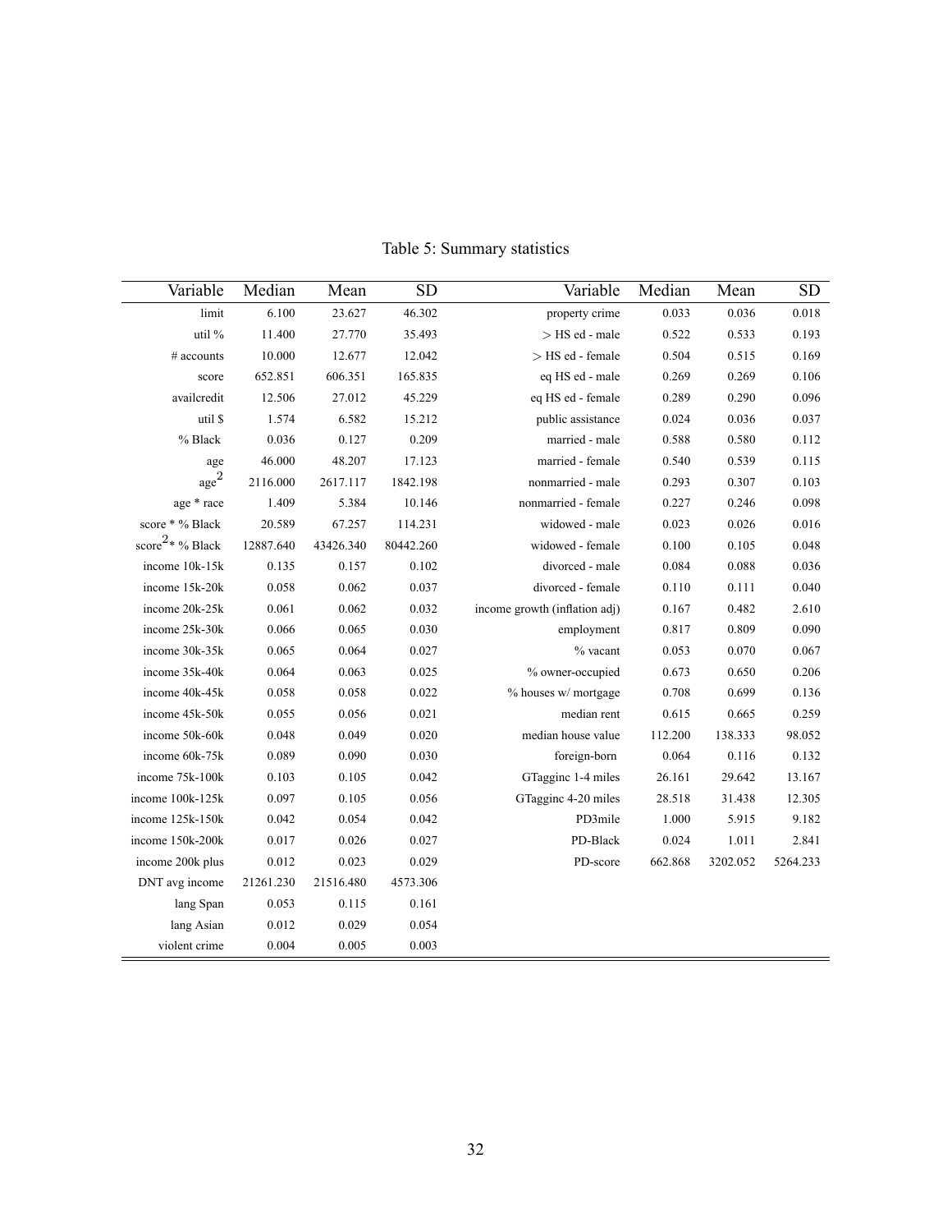Table 5: Summary statistics

| Variable | Median | Mean | SD | Variable | Median | Mean | SD |
|---|---|---|---|---|---|---|---|
| limit | 6.100 | 23.627 | 46.302 | property crime | 0.033 | 0.036 | 0.018 |
| util % | 11.400 | 27.770 | 35.493 | > HS ed - male | 0.522 | 0.533 | 0.193 |
| # accounts | 10.000 | 12.677 | 12.042 | > HS ed - female | 0.504 | 0.515 | 0.169 |
| score | 652.851 | 606.351 | 165.835 | eq HS ed - male | 0.269 | 0.269 | 0.106 |
| availcredit | 12.506 | 27.012 | 45.229 | eq HS ed - female | 0.289 | 0.290 | 0.096 |
| util $ | 1.574 | 6.582 | 15.212 | public assistance | 0.024 | 0.036 | 0.037 |
| % Black | 0.036 | 0.127 | 0.209 | married - male | 0.588 | 0.580 | 0.112 |
| age | 46.000 | 48.207 | 17.123 | married - female | 0.540 | 0.539 | 0.115 |
| $age^2$ | 2116.000 | 2617.117 | 1842.198 | nonmarried - male | 0.293 | 0.307 | 0.103 |
| age * race | 1.409 | 5.384 | 10.146 | nonmarried - female | 0.227 | 0.246 | 0.098 |
| score * % Black | 20.589 | 67.257 | 114.231 | widowed - male | 0.023 | 0.026 | 0.016 |
| $score^2$ * % Black | 12887.640 | 43426.340 | 80442.260 | widowed - female | 0.100 | 0.105 | 0.048 |
| income 10k-15k | 0.135 | 0.157 | 0.102 | divorced - male | 0.084 | 0.088 | 0.036 |
| income 15k-20k | 0.058 | 0.062 | 0.037 | divorced - female | 0.110 | 0.111 | 0.040 |
| income 20k-25k | 0.061 | 0.062 | 0.032 | income growth (inflation adj) | 0.167 | 0.482 | 2.610 |
| income 25k-30k | 0.066 | 0.065 | 0.030 | employment | 0.817 | 0.809 | 0.090 |
| income 30k-35k | 0.065 | 0.064 | 0.027 | % vacant | 0.053 | 0.070 | 0.067 |
| income 35k-40k | 0.064 | 0.063 | 0.025 | % owner-occupied | 0.673 | 0.650 | 0.206 |
| income 40k-45k | 0.058 | 0.058 | 0.022 | % houses w/ mortgage | 0.708 | 0.699 | 0.136 |
| income 45k-50k | 0.055 | 0.056 | 0.021 | median rent | 0.615 | 0.665 | 0.259 |
| income 50k-60k | 0.048 | 0.049 | 0.020 | median house value | 112.200 | 138.333 | 98.052 |
| income 60k-75k | 0.089 | 0.090 | 0.030 | foreign-born | 0.064 | 0.116 | 0.132 |
| income 75k-100k | 0.103 | 0.105 | 0.042 | GTagginc 1-4 miles | 26.161 | 29.642 | 13.167 |
| income 100k-125k | 0.097 | 0.105 | 0.056 | GTagginc 4-20 miles | 28.518 | 31.438 | 12.305 |
| income 125k-150k | 0.042 | 0.054 | 0.042 | PD3mile | 1.000 | 5.915 | 9.182 |
| income 150k-200k | 0.017 | 0.026 | 0.027 | PD-Black | 0.024 | 1.011 | 2.841 |
| income 200k plus | 0.012 | 0.023 | 0.029 | PD-score | 662.868 | 3202.052 | 5264.233 |
| DNT avg income | 21261.230 | 21516.480 | 4573.306 | | | | |
| lang Span | 0.053 | 0.115 | 0.161 | | | | |
| lang Asian | 0.012 | 0.029 | 0.054 | | | | |
| violent crime | 0.004 | 0.005 | 0.003 | | | | |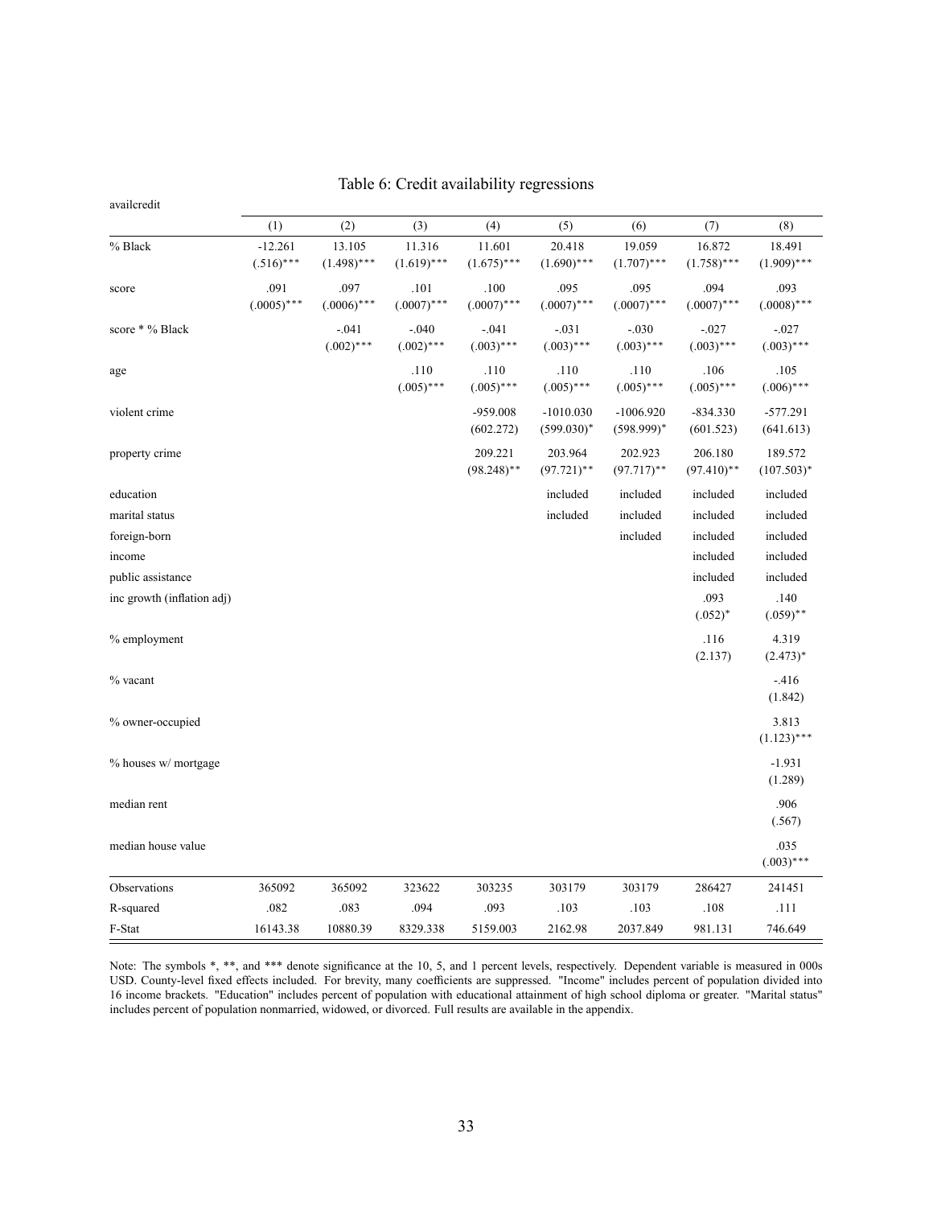# Table 6: Credit availability regressions

| availcredit | (1) | (2) | (3) | (4) | (5) | (6) | (7) | (8) |
|---|---|---|---|---|---|---|---|---|
| % Black | -12.261 | 13.105 | 11.316 | 11.601 | 20.418 | 19.059 | 16.872 | 18.491 |
| | (.516)*** | (1.498)*** | (1.619)*** | (1.675)*** | (1.690)*** | (1.707)*** | (1.758)*** | (1.909)*** |
| score | .091 | .097 | .101 | .100 | .095 | .095 | .094 | .093 |
| | (.0005)*** | (.0006)*** | (.0007)*** | (.0007)*** | (.0007)*** | (.0007)*** | (.0007)*** | (.0008)*** |
| score * % Black | | -.041 | -.040 | -.041 | -.031 | -.030 | -.027 | -.027 |
| | | (.002)*** | (.002)*** | (.003)*** | (.003)*** | (.003)*** | (.003)*** | (.003)*** |
| age | | | .110 | .110 | .110 | .110 | .106 | .105 |
| | | | (.005)*** | (.005)*** | (.005)*** | (.005)*** | (.005)*** | (.006)*** |
| violent crime | | | | -959.008 | -1010.030 | -1006.920 | -834.330 | -577.291 |
| | | | | (602.272) | (599.030)* | (598.999)* | (601.523) | (641.613) |
| property crime | | | | 209.221 | 203.964 | 202.923 | 206.180 | 189.572 |
| | | | | (98.248)** | (97.721)** | (97.717)** | (97.410)** | (107.503)* |
| education | | | | | included | included | included | included |
| marital status | | | | | included | included | included | included |
| foreign-born | | | | | | included | included | included |
| income | | | | | | | included | included |
| public assistance | | | | | | | included | included |
| inc growth (inflation adj) | | | | | | | .093 | .140 |
| | | | | | | | (.052)* | (.059)** |
| % employment | | | | | | | .116 | 4.319 |
| | | | | | | | (2.137) | (2.473)* |
| % vacant | | | | | | | | -.416 |
| | | | | | | | | (1.842) |
| % owner-occupied | | | | | | | | 3.813 |
| | | | | | | | | (1.123)*** |
| % houses w/ mortgage | | | | | | | | -1.931 |
| | | | | | | | | (1.289) |
| median rent | | | | | | | | .906 |
| | | | | | | | | (.567) |
| median house value | | | | | | | | .035 |
| | | | | | | | | (.003)*** |
| Observations | 365092 | 365092 | 323622 | 303235 | 303179 | 303179 | 286427 | 241451 |
| R-squared | .082 | .083 | .094 | .093 | .103 | .103 | .108 | .111 |
| F-Stat | 16143.38 | 10880.39 | 8329.338 | 5159.003 | 2162.98 | 2037.849 | 981.131 | 746.649 |

Note: The symbols *, **, and *** denote significance at the 10, 5, and 1 percent levels, respectively. Dependent variable is measured in 000s USD. County-level fixed effects included. For brevity, many coefficients are suppressed. "Income" includes percent of population divided into 16 income brackets. "Education" includes percent of population with educational attainment of high school diploma or greater. "Marital status" includes percent of population nonmarried, widowed, or divorced. Full results are available in the appendix.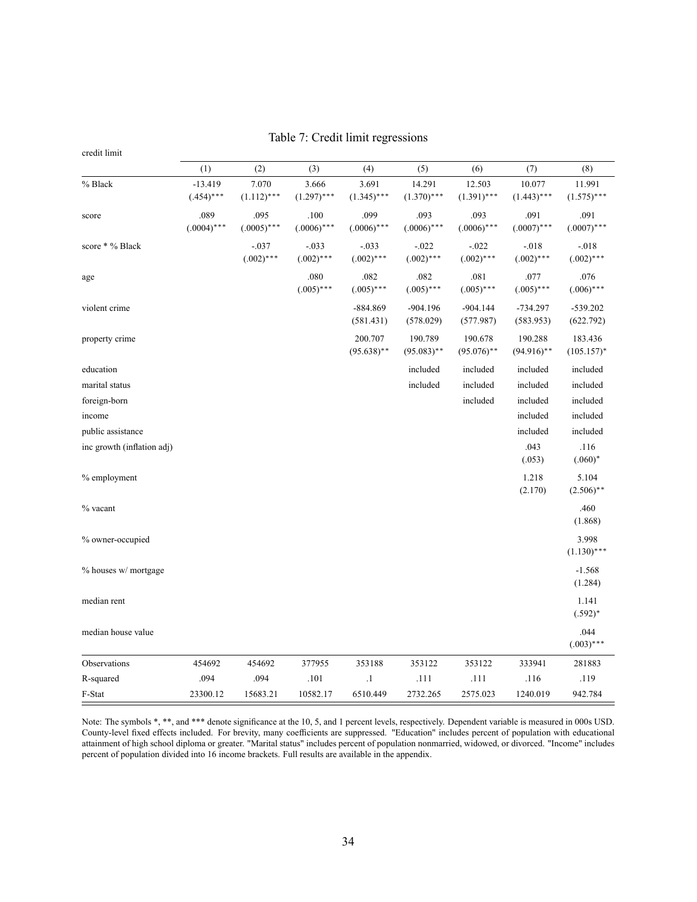# Table 7: Credit limit regressions

credit limit

| | (1) | (2) | (3) | (4) | (5) | (6) | (7) | (8) |
|---|---|---|---|---|---|---|---|---|
| % Black | -13.419 | 7.070 | 3.666 | 3.691 | 14.291 | 12.503 | 10.077 | 11.991 |
| | (.454)*** | (1.112)*** | (1.297)*** | (1.345)*** | (1.370)*** | (1.391)*** | (1.443)*** | (1.575)*** |
| score | .089 | .095 | .100 | .099 | .093 | .093 | .091 | .091 |
| | (.0004)*** | (.0005)*** | (.0006)*** | (.0006)*** | (.0006)*** | (.0006)*** | (.0007)*** | (.0007)*** |
| score * % Black | | -.037 | -.033 | -.033 | -.022 | -.022 | -.018 | -.018 |
| | | (.002)*** | (.002)*** | (.002)*** | (.002)*** | (.002)*** | (.002)*** | (.002)*** |
| age | | | .080 | .082 | .082 | .081 | .077 | .076 |
| | | | (.005)*** | (.005)*** | (.005)*** | (.005)*** | (.005)*** | (.006)*** |
| violent crime | | | | -884.869 | -904.196 | -904.144 | -734.297 | -539.202 |
| | | | | (581.431) | (578.029) | (577.987) | (583.953) | (622.792) |
| property crime | | | | 200.707 | 190.789 | 190.678 | 190.288 | 183.436 |
| | | | | (95.638)** | (95.083)** | (95.076)** | (94.916)** | (105.157)* |
| education | | | | | included | included | included | included |
| marital status | | | | | included | included | included | included |
| foreign-born | | | | | | included | included | included |
| income | | | | | | | included | included |
| public assistance | | | | | | | included | included |
| inc growth (inflation adj) | | | | | | | .043 | .116 |
| | | | | | | | (.053) | (.060)* |
| % employment | | | | | | | 1.218 | 5.104 |
| | | | | | | | (2.170) | (2.506)** |
| % vacant | | | | | | | | .460 |
| | | | | | | | | (1.868) |
| % owner-occupied | | | | | | | | 3.998 |
| | | | | | | | | (1.130)*** |
| % houses w/ mortgage | | | | | | | | -1.568 |
| | | | | | | | | (1.284) |
| median rent | | | | | | | | 1.141 |
| | | | | | | | | (.592)* |
| median house value | | | | | | | | .044 |
| | | | | | | | | (.003)*** |
| Observations | 454692 | 454692 | 377955 | 353188 | 353122 | 353122 | 333941 | 281883 |
| R-squared | .094 | .094 | .101 | .1 | .111 | .111 | .116 | .119 |
| F-Stat | 23300.12 | 15683.21 | 10582.17 | 6510.449 | 2732.265 | 2575.023 | 1240.019 | 942.784 |

Note: The symbols *, **, and *** denote significance at the 10, 5, and 1 percent levels, respectively. Dependent variable is measured in 000s USD. County-level fixed effects included. For brevity, many coefficients are suppressed. "Education" includes percent of population with educational attainment of high school diploma or greater. "Marital status" includes percent of population nonmarried, widowed, or divorced. "Income" includes percent of population divided into 16 income brackets. Full results are available in the appendix.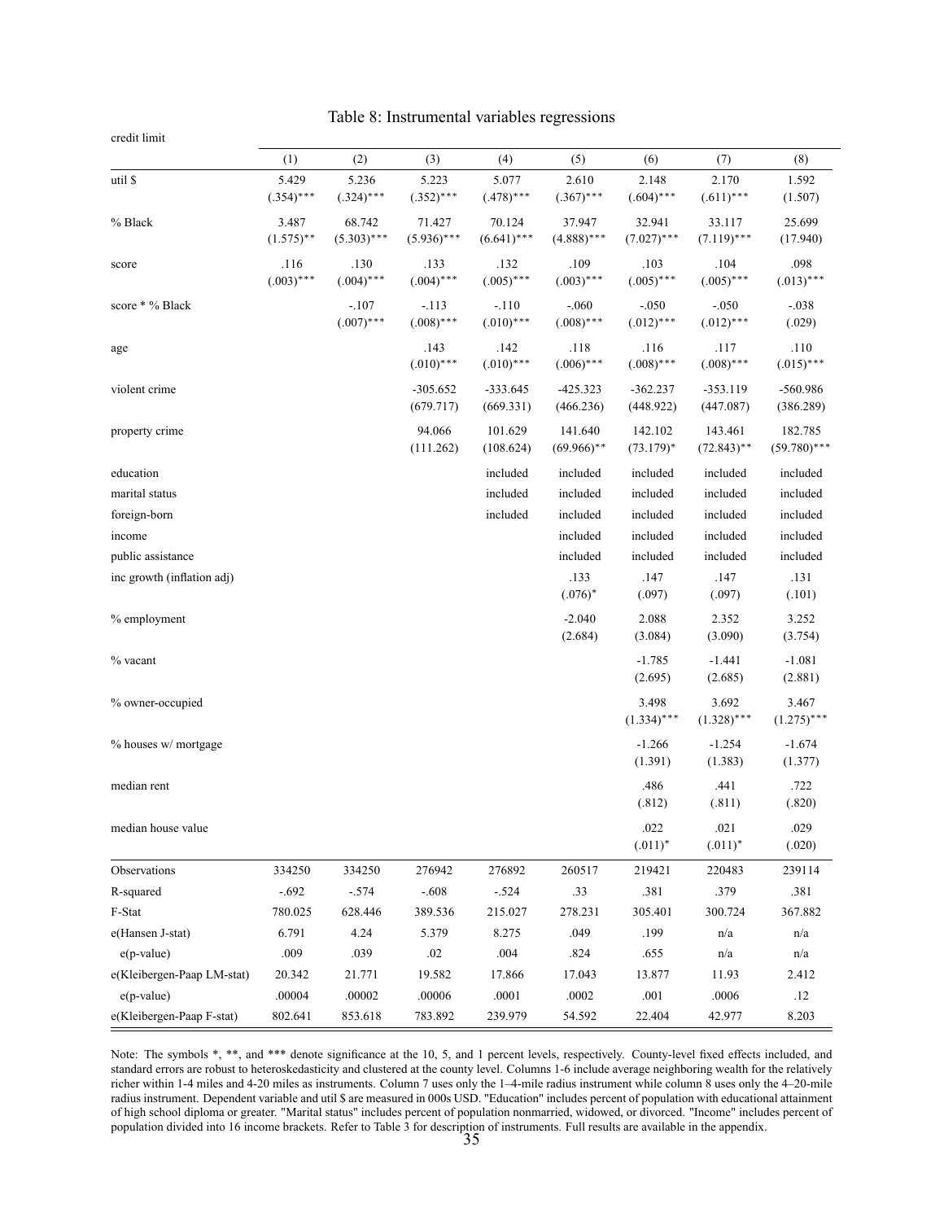# Table 8: Instrumental variables regressions

| credit limit | (1) | (2) | (3) | (4) | (5) | (6) | (7) | (8) |
|---|---|---|---|---|---|---|---|---|
| util $ | 5.429 | 5.236 | 5.223 | 5.077 | 2.610 | 2.148 | 2.170 | 1.592 |
| | (.354)*** | (.324)*** | (.352)*** | (.478)*** | (.367)*** | (.604)*** | (.611)*** | (1.507) |
| % Black | 3.487 | 68.742 | 71.427 | 70.124 | 37.947 | 32.941 | 33.117 | 25.699 |
| | (1.575)** | (5.303)*** | (5.936)*** | (6.641)*** | (4.888)*** | (7.027)*** | (7.119)*** | (17.940) |
| score | .116 | .130 | .133 | .132 | .109 | .103 | .104 | .098 |
| | (.003)*** | (.004)*** | (.004)*** | (.005)*** | (.003)*** | (.005)*** | (.005)*** | (.013)*** |
| score * % Black | | -.107 | -.113 | -.110 | -.060 | -.050 | -.050 | -.038 |
| | | (.007)*** | (.008)*** | (.010)*** | (.008)*** | (.012)*** | (.012)*** | (.029) |
| age | | | .143 | .142 | .118 | .116 | .117 | .110 |
| | | | (.010)*** | (.010)*** | (.006)*** | (.008)*** | (.008)*** | (.015)*** |
| violent crime | | | -305.652 | -333.645 | -425.323 | -362.237 | -353.119 | -560.986 |
| | | | (679.717) | (669.331) | (466.236) | (448.922) | (447.087) | (386.289) |
| property crime | | | 94.066 | 101.629 | 141.640 | 142.102 | 143.461 | 182.785 |
| | | | (111.262) | (108.624) | (69.966)** | (73.179)* | (72.843)** | (59.780)*** |
| education | | | | included | included | included | included | included |
| marital status | | | | included | included | included | included | included |
| foreign-born | | | | included | included | included | included | included |
| income | | | | | included | included | included | included |
| public assistance | | | | | included | included | included | included |
| inc growth (inflation adj) | | | | | .133 | .147 | .147 | .131 |
| | | | | | (.076)* | (.097) | (.097) | (.101) |
| % employment | | | | | -2.040 | 2.088 | 2.352 | 3.252 |
| | | | | | (2.684) | (3.084) | (3.090) | (3.754) |
| % vacant | | | | | | -1.785 | -1.441 | -1.081 |
| | | | | | | (2.695) | (2.685) | (2.881) |
| % owner-occupied | | | | | | 3.498 | 3.692 | 3.467 |
| | | | | | | (1.334)*** | (1.328)*** | (1.275)*** |
| % houses w/ mortgage | | | | | | -1.266 | -1.254 | -1.674 |
| | | | | | | (1.391) | (1.383) | (1.377) |
| median rent | | | | | | .486 | .441 | .722 |
| | | | | | | (.812) | (.811) | (.820) |
| median house value | | | | | | .022 | .021 | .029 |
| | | | | | | (.011)* | (.011)* | (.020) |
| Observations | 334250 | 334250 | 276942 | 276892 | 260517 | 219421 | 220483 | 239114 |
| R-squared | -.692 | -.574 | -.608 | -.524 | .33 | .381 | .379 | .381 |
| F-Stat | 780.025 | 628.446 | 389.536 | 215.027 | 278.231 | 305.401 | 300.724 | 367.882 |
| e(Hansen J-stat) | 6.791 | 4.24 | 5.379 | 8.275 | .049 | .199 | n/a | n/a |
| e(p-value) | .009 | .039 | .02 | .004 | .824 | .655 | n/a | n/a |
| e(Kleibergen-Paap LM-stat) | 20.342 | 21.771 | 19.582 | 17.866 | 17.043 | 13.877 | 11.93 | 2.412 |
| e(p-value) | .00004 | .00002 | .00006 | .0001 | .0002 | .001 | .0006 | .12 |
| e(Kleibergen-Paap F-stat) | 802.641 | 853.618 | 783.892 | 239.979 | 54.592 | 22.404 | 42.977 | 8.203 |

Note: The symbols *, **, and *** denote significance at the 10, 5, and 1 percent levels, respectively. County-level fixed effects included, and standard errors are robust to heteroskedasticity and clustered at the county level. Columns 1-6 include average neighboring wealth for the relatively richer within 1-4 miles and 4-20 miles as instruments. Column 7 uses only the 1–4-mile radius instrument while column 8 uses only the 4–20-mile radius instrument. Dependent variable and util $ are measured in 000s USD. "Education" includes percent of population with educational attainment of high school diploma or greater. "Marital status" includes percent of population nonmarried, widowed, or divorced. "Income" includes percent of population divided into 16 income brackets. Refer to Table 3 for description of instruments. Full results are available in the appendix.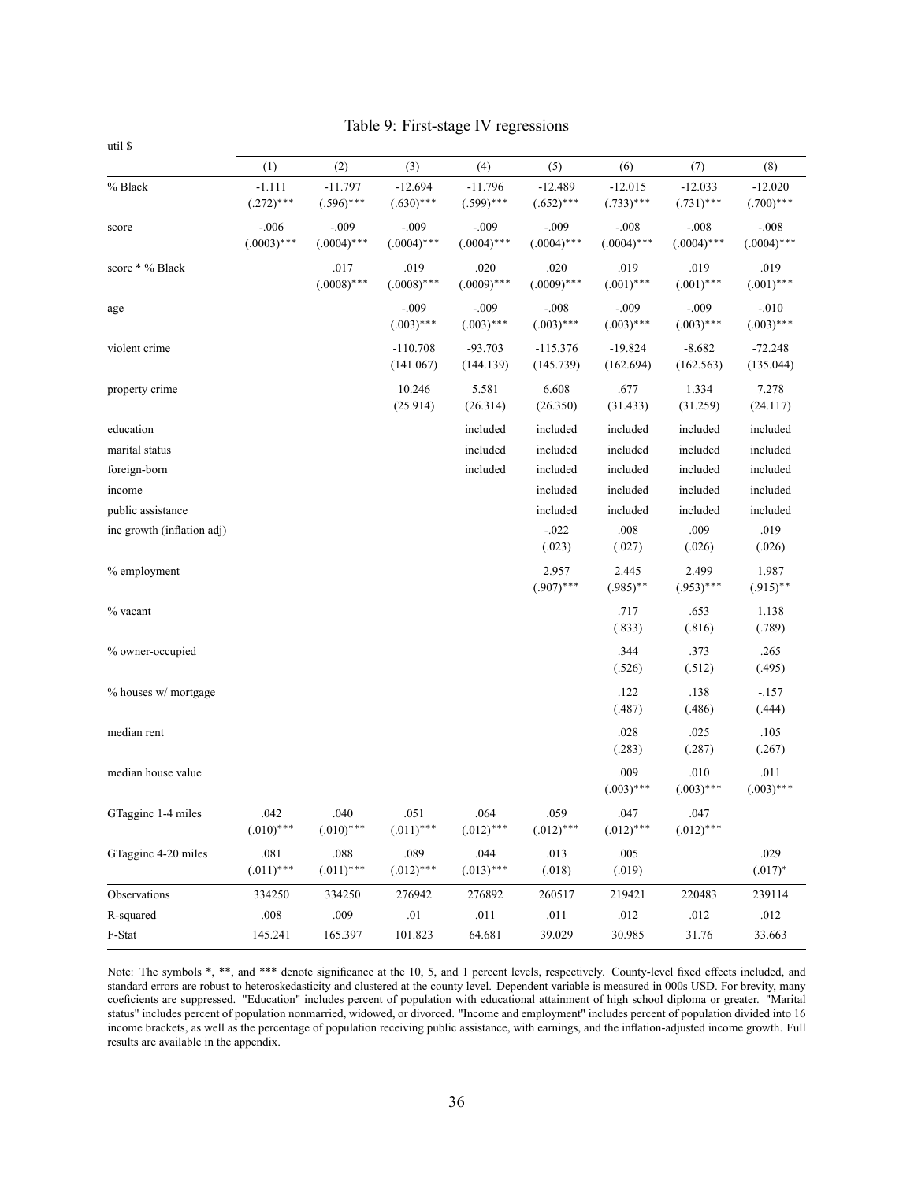Table 9: First-stage IV regressions

util $

| | (1) | (2) | (3) | (4) | (5) | (6) | (7) | (8) |
|---|---|---|---|---|---|---|---|---|
| % Black | -1.111 | -11.797 | -12.694 | -11.796 | -12.489 | -12.015 | -12.033 | -12.020 |
| | (.272)*** | (.596)*** | (.630)*** | (.599)*** | (.652)*** | (.733)*** | (.731)*** | (.700)*** |
| score | -.006 | -.009 | -.009 | -.009 | -.009 | -.008 | -.008 | -.008 |
| | (.0003)*** | (.0004)*** | (.0004)*** | (.0004)*** | (.0004)*** | (.0004)*** | (.0004)*** | (.0004)*** |
| score * % Black | | .017 | .019 | .020 | .020 | .019 | .019 | .019 |
| | | (.0008)*** | (.0008)*** | (.0009)*** | (.0009)*** | (.001)*** | (.001)*** | (.001)*** |
| age | | | -.009 | -.009 | -.008 | -.009 | -.009 | -.010 |
| | | | (.003)*** | (.003)*** | (.003)*** | (.003)*** | (.003)*** | (.003)*** |
| violent crime | | | -110.708 | -93.703 | -115.376 | -19.824 | -8.682 | -72.248 |
| | | | (141.067) | (144.139) | (145.739) | (162.694) | (162.563) | (135.044) |
| property crime | | | 10.246 | 5.581 | 6.608 | .677 | 1.334 | 7.278 |
| | | | (25.914) | (26.314) | (26.350) | (31.433) | (31.259) | (24.117) |
| education | | | | included | included | included | included | included |
| marital status | | | | included | included | included | included | included |
| foreign-born | | | | included | included | included | included | included |
| income | | | | | included | included | included | included |
| public assistance | | | | | included | included | included | included |
| inc growth (inflation adj) | | | | | -.022 | .008 | .009 | .019 |
| | | | | | (.023) | (.027) | (.026) | (.026) |
| % employment | | | | | 2.957 | 2.445 | 2.499 | 1.987 |
| | | | | | (.907)*** | (.985)** | (.953)*** | (.915)** |
| % vacant | | | | | | .717 | .653 | 1.138 |
| | | | | | | (.833) | (.816) | (.789) |
| % owner-occupied | | | | | | .344 | .373 | .265 |
| | | | | | | (.526) | (.512) | (.495) |
| % houses w/ mortgage | | | | | | .122 | .138 | -.157 |
| | | | | | | (.487) | (.486) | (.444) |
| median rent | | | | | | .028 | .025 | .105 |
| | | | | | | (.283) | (.287) | (.267) |
| median house value | | | | | | .009 | .010 | .011 |
| | | | | | | (.003)*** | (.003)*** | (.003)*** |
| GTagginc 1-4 miles | .042 | .040 | .051 | .064 | .059 | .047 | .047 | |
| | (.010)*** | (.010)*** | (.011)*** | (.012)*** | (.012)*** | (.012)*** | (.012)*** | |
| GTagginc 4-20 miles | .081 | .088 | .089 | .044 | .013 | .005 | | .029 |
| | (.011)*** | (.011)*** | (.012)*** | (.013)*** | (.018) | (.019) | | (.017)* |
| Observations | 334250 | 334250 | 276942 | 276892 | 260517 | 219421 | 220483 | 239114 |
| R-squared | .008 | .009 | .01 | .011 | .011 | .012 | .012 | .012 |
| F-Stat | 145.241 | 165.397 | 101.823 | 64.681 | 39.029 | 30.985 | 31.76 | 33.663 |

Note: The symbols *, **, and *** denote significance at the 10, 5, and 1 percent levels, respectively. County-level fixed effects included, and standard errors are robust to heteroskedasticity and clustered at the county level. Dependent variable is measured in 000s USD. For brevity, many coeficients are suppressed. "Education" includes percent of population with educational attainment of high school diploma or greater. "Marital status" includes percent of population nonmarried, widowed, or divorced. "Income and employment" includes percent of population divided into 16 income brackets, as well as the percentage of population receiving public assistance, with earnings, and the inflation-adjusted income growth. Full results are available in the appendix.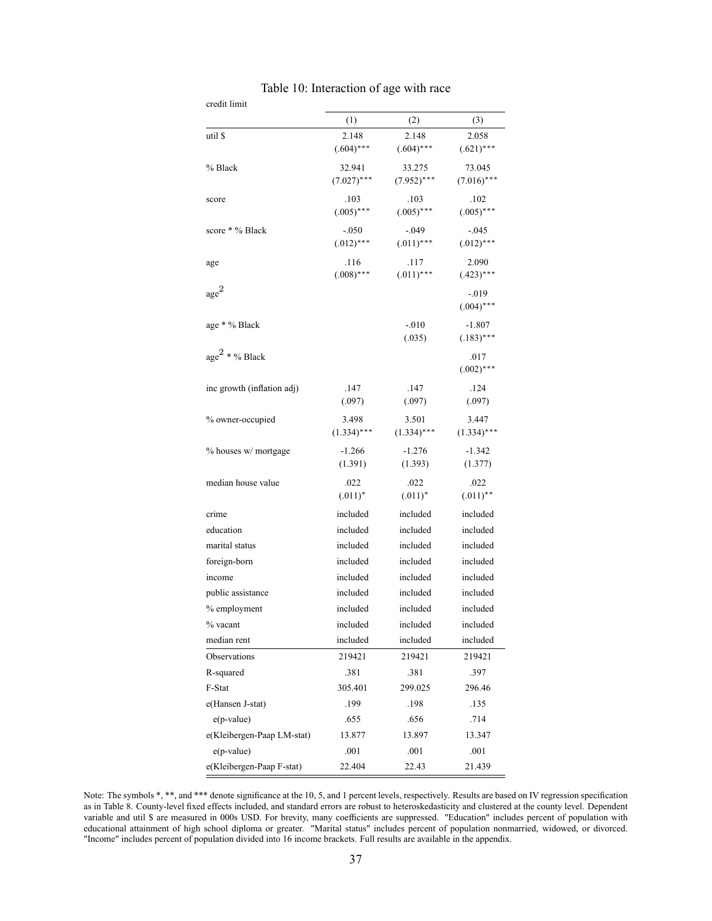# Table 10: Interaction of age with race

| credit limit | (1) | (2) | (3) |
|---|---|---|---|
| util $ | 2.148 | 2.148 | 2.058 |
| | (.604)*** | (.604)*** | (.621)*** |
| % Black | 32.941 | 33.275 | 73.045 |
| | (7.027)*** | (7.952)*** | (7.016)*** |
| score | .103 | .103 | .102 |
| | (.005)*** | (.005)*** | (.005)*** |
| score * % Black | -.050 | -.049 | -.045 |
| | (.012)*** | (.011)*** | (.012)*** |
| age | .116 | .117 | 2.090 |
| | (.008)*** | (.011)*** | (.423)*** |
| age$^2$ | | | -.019 |
| | | | (.004)*** |
| age * % Black | | -.010 | -1.807 |
| | | (.035) | (.183)*** |
| age$^2$ * % Black | | | .017 |
| | | | (.002)*** |
| inc growth (inflation adj) | .147 | .147 | .124 |
| | (.097) | (.097) | (.097) |
| % owner-occupied | 3.498 | 3.501 | 3.447 |
| | (1.334)*** | (1.334)*** | (1.334)*** |
| % houses w/ mortgage | -1.266 | -1.276 | -1.342 |
| | (1.391) | (1.393) | (1.377) |
| median house value | .022 | .022 | .022 |
| | (.011)* | (.011)* | (.011)** |
| crime | included | included | included |
| education | included | included | included |
| marital status | included | included | included |
| foreign-born | included | included | included |
| income | included | included | included |
| public assistance | included | included | included |
| % employment | included | included | included |
| % vacant | included | included | included |
| median rent | included | included | included |
| Observations | 219421 | 219421 | 219421 |
| R-squared | .381 | .381 | .397 |
| F-Stat | 305.401 | 299.025 | 296.46 |
| e(Hansen J-stat) | .199 | .198 | .135 |
| e(p-value) | .655 | .656 | .714 |
| e(Kleibergen-Paap LM-stat) | 13.877 | 13.897 | 13.347 |
| e(p-value) | .001 | .001 | .001 |
| e(Kleibergen-Paap F-stat) | 22.404 | 22.43 | 21.439 |

Note: The symbols *, **, and *** denote significance at the 10, 5, and 1 percent levels, respectively. Results are based on IV regression specification as in Table 8. County-level fixed effects included, and standard errors are robust to heteroskedasticity and clustered at the county level. Dependent variable and util $ are measured in 000s USD. For brevity, many coefficients are suppressed. "Education" includes percent of population with educational attainment of high school diploma or greater. "Marital status" includes percent of population nonmarried, widowed, or divorced. "Income" includes percent of population divided into 16 income brackets. Full results are available in the appendix.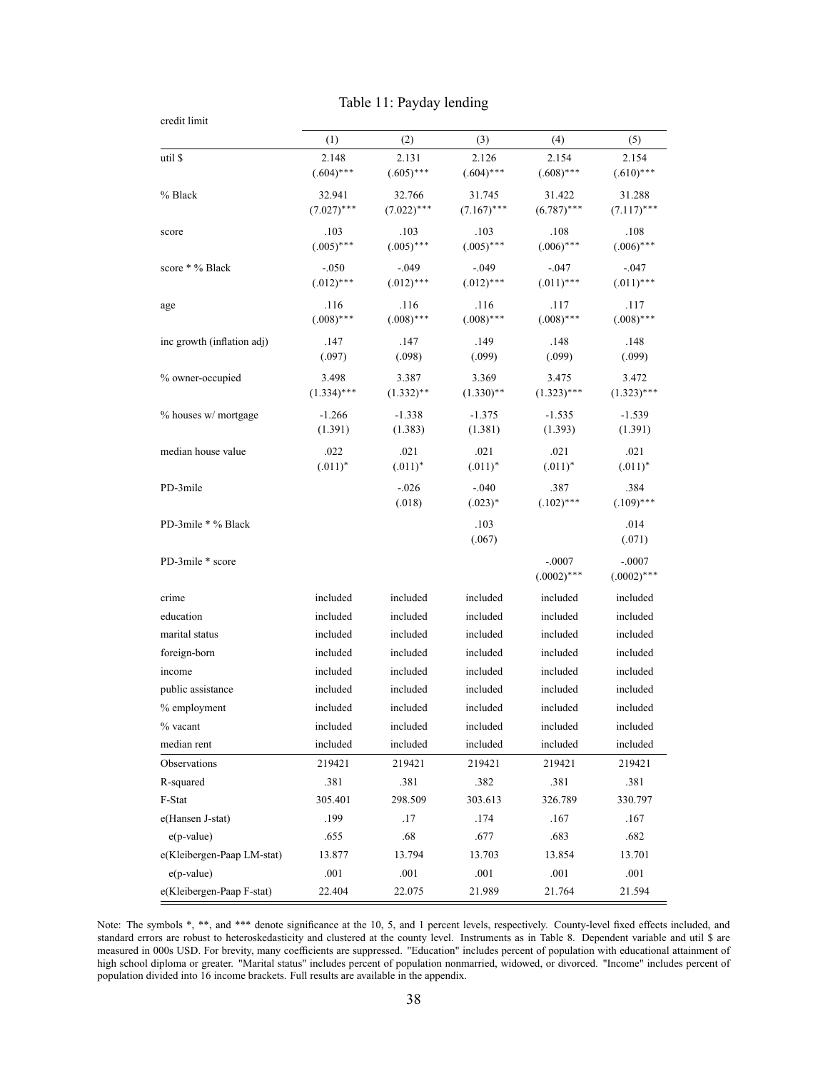Table 11: Payday lending

| credit limit | (1) | (2) | (3) | (4) | (5) |
|---|---|---|---|---|---|
| util $ | 2.148 | 2.131 | 2.126 | 2.154 | 2.154 |
| | (.604)*** | (.605)*** | (.604)*** | (.608)*** | (.610)*** |
| % Black | 32.941 | 32.766 | 31.745 | 31.422 | 31.288 |
| | (7.027)*** | (7.022)*** | (7.167)*** | (6.787)*** | (7.117)*** |
| score | .103 | .103 | .103 | .108 | .108 |
| | (.005)*** | (.005)*** | (.005)*** | (.006)*** | (.006)*** |
| score * % Black | -.050 | -.049 | -.049 | -.047 | -.047 |
| | (.012)*** | (.012)*** | (.012)*** | (.011)*** | (.011)*** |
| age | .116 | .116 | .116 | .117 | .117 |
| | (.008)*** | (.008)*** | (.008)*** | (.008)*** | (.008)*** |
| inc growth (inflation adj) | .147 | .147 | .149 | .148 | .148 |
| | (.097) | (.098) | (.099) | (.099) | (.099) |
| % owner-occupied | 3.498 | 3.387 | 3.369 | 3.475 | 3.472 |
| | (1.334)*** | (1.332)** | (1.330)** | (1.323)*** | (1.323)*** |
| % houses w/ mortgage | -1.266 | -1.338 | -1.375 | -1.535 | -1.539 |
| | (1.391) | (1.383) | (1.381) | (1.393) | (1.391) |
| median house value | .022 | .021 | .021 | .021 | .021 |
| | (.011)* | (.011)* | (.011)* | (.011)* | (.011)* |
| PD-3mile | | -.026 | -.040 | .387 | .384 |
| | | (.018) | (.023)* | (.102)*** | (.109)*** |
| PD-3mile * % Black | | | .103 | | .014 |
| | | | (.067) | | (.071) |
| PD-3mile * score | | | | -.0007 | -.0007 |
| | | | | (.0002)*** | (.0002)*** |
| crime | included | included | included | included | included |
| education | included | included | included | included | included |
| marital status | included | included | included | included | included |
| foreign-born | included | included | included | included | included |
| income | included | included | included | included | included |
| public assistance | included | included | included | included | included |
| % employment | included | included | included | included | included |
| % vacant | included | included | included | included | included |
| median rent | included | included | included | included | included |
| Observations | 219421 | 219421 | 219421 | 219421 | 219421 |
| R-squared | .381 | .381 | .382 | .381 | .381 |
| F-Stat | 305.401 | 298.509 | 303.613 | 326.789 | 330.797 |
| e(Hansen J-stat) | .199 | .17 | .174 | .167 | .167 |
| e(p-value) | .655 | .68 | .677 | .683 | .682 |
| e(Kleibergen-Paap LM-stat) | 13.877 | 13.794 | 13.703 | 13.854 | 13.701 |
| e(p-value) | .001 | .001 | .001 | .001 | .001 |
| e(Kleibergen-Paap F-stat) | 22.404 | 22.075 | 21.989 | 21.764 | 21.594 |

Note: The symbols *, **, and *** denote significance at the 10, 5, and 1 percent levels, respectively. County-level fixed effects included, and standard errors are robust to heteroskedasticity and clustered at the county level. Instruments as in Table 8. Dependent variable and util $ are measured in 000s USD. For brevity, many coefficients are suppressed. "Education" includes percent of population with educational attainment of high school diploma or greater. "Marital status" includes percent of population nonmarried, widowed, or divorced. "Income" includes percent of population divided into 16 income brackets. Full results are available in the appendix.